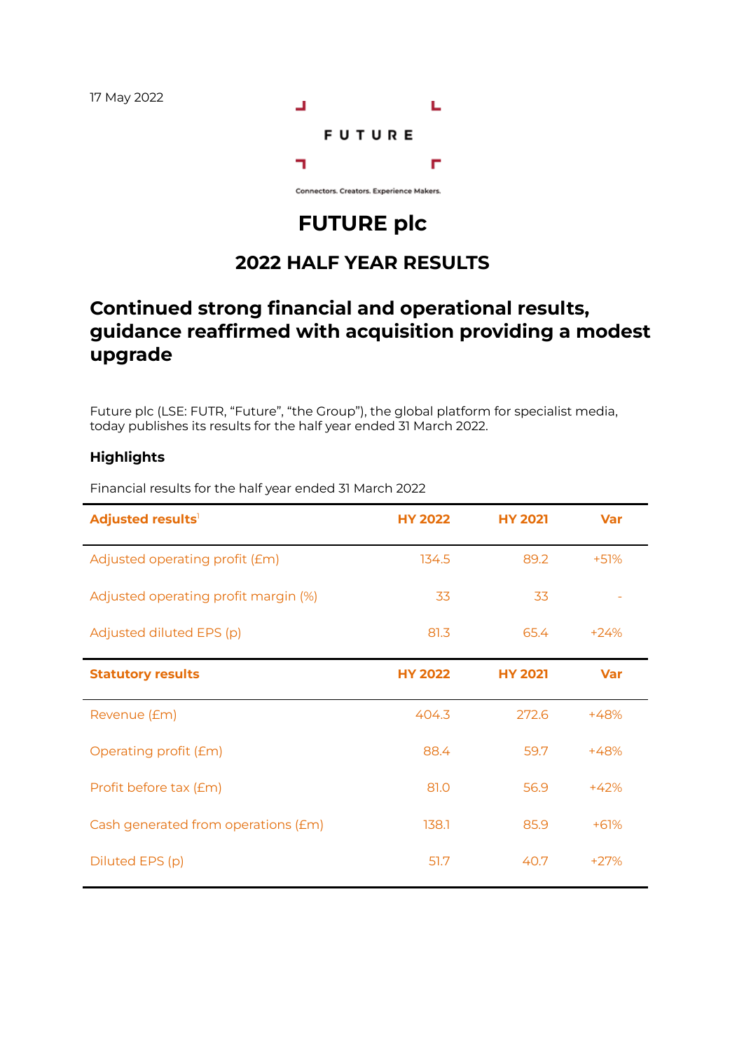17 May 2022

FUTURE

Connectors. Creators. Experience Makers.

# FUTURE plc

## 2022 HALF YEAR RESULTS

## Continued strong financial and operational results, guidance reaffirmed with acquisition providing a modest upgrade

Future plc (LSE: FUTR, "Future", "the Group"), the global platform for specialist media, today publishes its results for the half year ended 31 March 2022.

### Highlights

Financial results for the half year ended 31 March 2022

| **Adjusted results**[1] | **HY 2022** | **HY 2021** | **Var** |
|---|---|---|---|
| Adjusted operating profit (£m) | 134.5 | 89.2 | +51% |
| Adjusted operating profit margin (%) | 33 | 33 | - |
| Adjusted diluted EPS (p) | 81.3 | 65.4 | +24% |
| **Statutory results** | **HY 2022** | **HY 2021** | **Var** |
| Revenue (£m) | 404.3 | 272.6 | +48% |
| Operating profit (£m) | 88.4 | 59.7 | +48% |
| Profit before tax (£m) | 81.0 | 56.9 | +42% |
| Cash generated from operations (£m) | 138.1 | 85.9 | +61% |
| Diluted EPS (p) | 51.7 | 40.7 | +27% |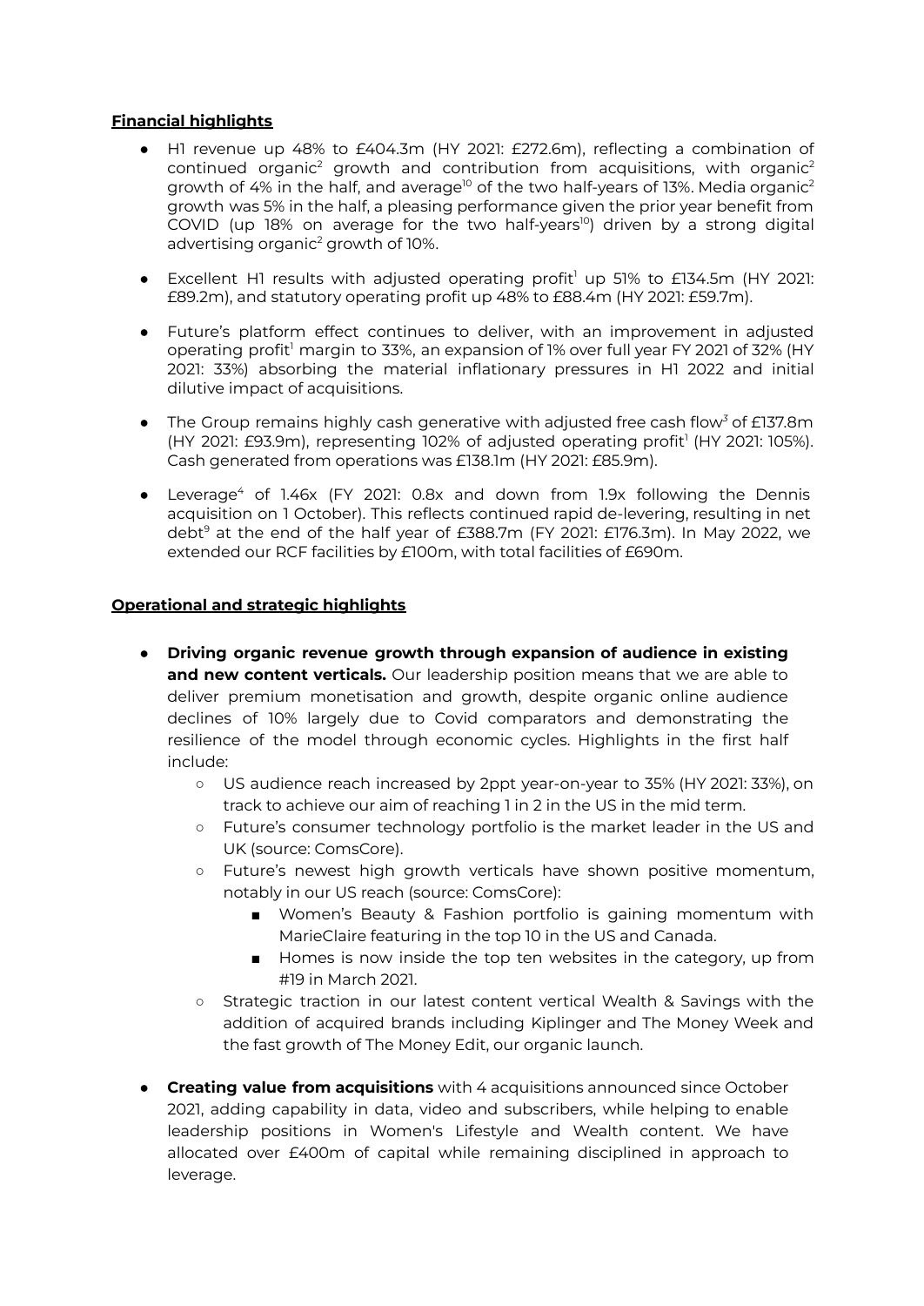## Financial highlights

- H1 revenue up 48% to £404.3m (HY 2021: £272.6m), reflecting a combination of continued organic[2] growth and contribution from acquisitions, with organic[2] growth of 4% in the half, and average[10] of the two half-years of 13%. Media organic[2] growth was 5% in the half, a pleasing performance given the prior year benefit from COVID (up 18% on average for the two half-years[10]) driven by a strong digital advertising organic[2] growth of 10%.
- Excellent H1 results with adjusted operating profit[1] up 51% to £134.5m (HY 2021: £89.2m), and statutory operating profit up 48% to £88.4m (HY 2021: £59.7m).
- Future's platform effect continues to deliver, with an improvement in adjusted operating profit[1] margin to 33%, an expansion of 1% over full year FY 2021 of 32% (HY 2021: 33%) absorbing the material inflationary pressures in H1 2022 and initial dilutive impact of acquisitions.
- The Group remains highly cash generative with adjusted free cash flow[3] of £137.8m (HY 2021: £93.9m), representing 102% of adjusted operating profit[1] (HY 2021: 105%). Cash generated from operations was £138.1m (HY 2021: £85.9m).
- Leverage[4] of 1.46x (FY 2021: 0.8x and down from 1.9x following the Dennis acquisition on 1 October). This reflects continued rapid de-levering, resulting in net debt[9] at the end of the half year of £388.7m (FY 2021: £176.3m). In May 2022, we extended our RCF facilities by £100m, with total facilities of £690m.

## Operational and strategic highlights

- **Driving organic revenue growth through expansion of audience in existing and new content verticals.** Our leadership position means that we are able to deliver premium monetisation and growth, despite organic online audience declines of 10% largely due to Covid comparators and demonstrating the resilience of the model through economic cycles. Highlights in the first half include:
  - US audience reach increased by 2ppt year-on-year to 35% (HY 2021: 33%), on track to achieve our aim of reaching 1 in 2 in the US in the mid term.
  - Future's consumer technology portfolio is the market leader in the US and UK (source: ComsCore).
  - Future's newest high growth verticals have shown positive momentum, notably in our US reach (source: ComsCore):
    - Women's Beauty & Fashion portfolio is gaining momentum with MarieClaire featuring in the top 10 in the US and Canada.
    - Homes is now inside the top ten websites in the category, up from #19 in March 2021.
  - Strategic traction in our latest content vertical Wealth & Savings with the addition of acquired brands including Kiplinger and The Money Week and the fast growth of The Money Edit, our organic launch.
- **Creating value from acquisitions** with 4 acquisitions announced since October 2021, adding capability in data, video and subscribers, while helping to enable leadership positions in Women's Lifestyle and Wealth content. We have allocated over £400m of capital while remaining disciplined in approach to leverage.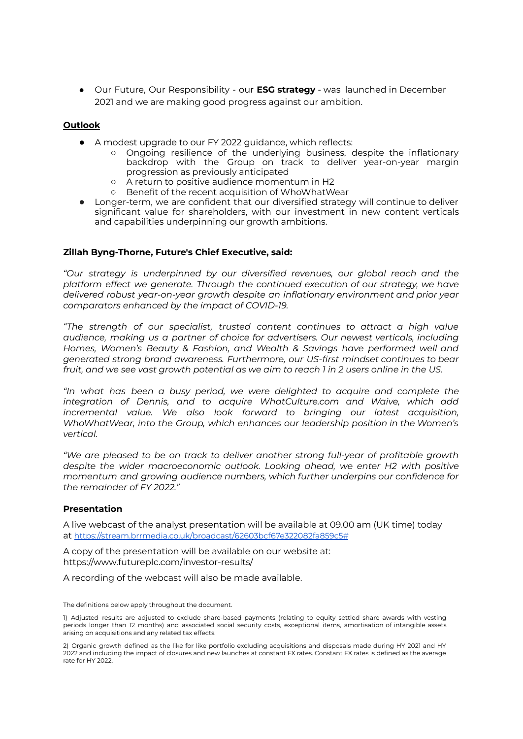- Our Future, Our Responsibility - our **ESG strategy** - was launched in December 2021 and we are making good progress against our ambition.

## Outlook

- A modest upgrade to our FY 2022 guidance, which reflects:
  - Ongoing resilience of the underlying business, despite the inflationary backdrop with the Group on track to deliver year-on-year margin progression as previously anticipated
  - A return to positive audience momentum in H2
  - Benefit of the recent acquisition of WhoWhatWear
- Longer-term, we are confident that our diversified strategy will continue to deliver significant value for shareholders, with our investment in new content verticals and capabilities underpinning our growth ambitions.

**Zillah Byng-Thorne, Future's Chief Executive, said:**

*"Our strategy is underpinned by our diversified revenues, our global reach and the platform effect we generate. Through the continued execution of our strategy, we have delivered robust year-on-year growth despite an inflationary environment and prior year comparators enhanced by the impact of COVID-19.*

*"The strength of our specialist, trusted content continues to attract a high value audience, making us a partner of choice for advertisers. Our newest verticals, including Homes, Women's Beauty & Fashion, and Wealth & Savings have performed well and generated strong brand awareness. Furthermore, our US-first mindset continues to bear fruit, and we see vast growth potential as we aim to reach 1 in 2 users online in the US.*

*"In what has been a busy period, we were delighted to acquire and complete the integration of Dennis, and to acquire WhatCulture.com and Waive, which add incremental value. We also look forward to bringing our latest acquisition, WhoWhatWear, into the Group, which enhances our leadership position in the Women's vertical.*

*"We are pleased to be on track to deliver another strong full-year of profitable growth despite the wider macroeconomic outlook. Looking ahead, we enter H2 with positive momentum and growing audience numbers, which further underpins our confidence for the remainder of FY 2022."*

### Presentation

A live webcast of the analyst presentation will be available at 09.00 am (UK time) today at https://stream.brrmedia.co.uk/broadcast/62603bcf67e322082fa859c5#

A copy of the presentation will be available on our website at: https://www.futureplc.com/investor-results/

A recording of the webcast will also be made available.

The definitions below apply throughout the document.

1) Adjusted results are adjusted to exclude share-based payments (relating to equity settled share awards with vesting periods longer than 12 months) and associated social security costs, exceptional items, amortisation of intangible assets arising on acquisitions and any related tax effects.

2) Organic growth defined as the like for like portfolio excluding acquisitions and disposals made during HY 2021 and HY 2022 and including the impact of closures and new launches at constant FX rates. Constant FX rates is defined as the average rate for HY 2022.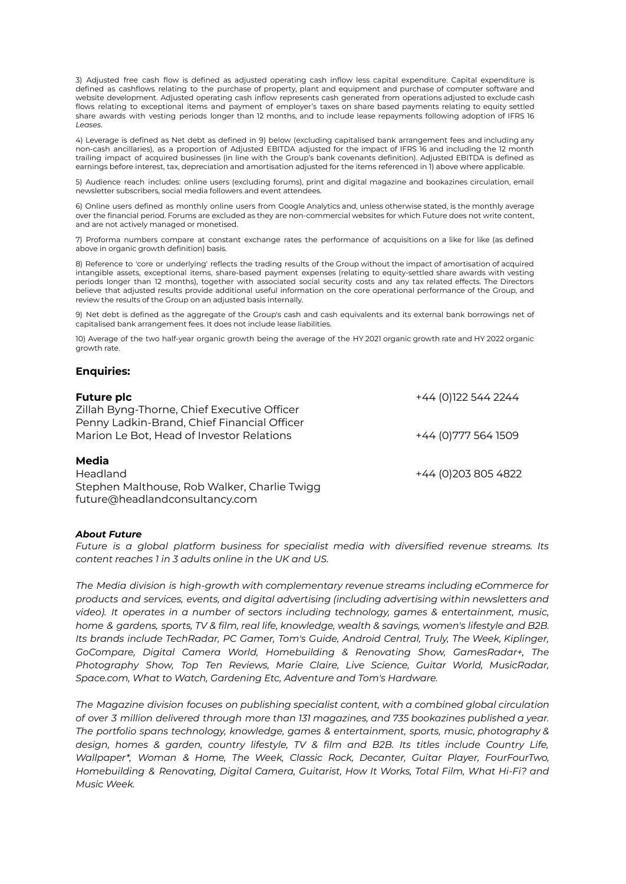3) Adjusted free cash flow is defined as adjusted operating cash inflow less capital expenditure. Capital expenditure is defined as cashflows relating to the purchase of property, plant and equipment and purchase of computer software and website development. Adjusted operating cash inflow represents cash generated from operations adjusted to exclude cash flows relating to exceptional items and payment of employer's taxes on share based payments relating to equity settled share awards with vesting periods longer than 12 months, and to include lease repayments following adoption of IFRS 16 *Leases*.

4) Leverage is defined as Net debt as defined in 9) below (excluding capitalised bank arrangement fees and including any non-cash ancillaries), as a proportion of Adjusted EBITDA adjusted for the impact of IFRS 16 and including the 12 month trailing impact of acquired businesses (in line with the Group's bank covenants definition). Adjusted EBITDA is defined as earnings before interest, tax, depreciation and amortisation adjusted for the items referenced in 1) above where applicable.

5) Audience reach includes: online users (excluding forums), print and digital magazine and bookazines circulation, email newsletter subscribers, social media followers and event attendees.

6) Online users defined as monthly online users from Google Analytics and, unless otherwise stated, is the monthly average over the financial period. Forums are excluded as they are non-commercial websites for which Future does not write content, and are not actively managed or monetised.

7) Proforma numbers compare at constant exchange rates the performance of acquisitions on a like for like (as defined above in organic growth definition) basis.

8) Reference to 'core or underlying' reflects the trading results of the Group without the impact of amortisation of acquired intangible assets, exceptional items, share-based payment expenses (relating to equity-settled share awards with vesting periods longer than 12 months), together with associated social security costs and any tax related effects. The Directors believe that adjusted results provide additional useful information on the core operational performance of the Group, and review the results of the Group on an adjusted basis internally.

9) Net debt is defined as the aggregate of the Group's cash and cash equivalents and its external bank borrowings net of capitalised bank arrangement fees. It does not include lease liabilities.

10) Average of the two half-year organic growth being the average of the HY 2021 organic growth rate and HY 2022 organic growth rate.

**Enquiries:**

**Future plc** +44 (0)122 544 2244
Zillah Byng-Thorne, Chief Executive Officer
Penny Ladkin-Brand, Chief Financial Officer
Marion Le Bot, Head of Investor Relations +44 (0)777 564 1509

**Media**
Headland +44 (0)203 805 4822
Stephen Malthouse, Rob Walker, Charlie Twigg
future@headlandconsultancy.com

***About Future***

*Future is a global platform business for specialist media with diversified revenue streams. Its content reaches 1 in 3 adults online in the UK and US.*

*The Media division is high-growth with complementary revenue streams including eCommerce for products and services, events, and digital advertising (including advertising within newsletters and video). It operates in a number of sectors including technology, games & entertainment, music, home & gardens, sports, TV & film, real life, knowledge, wealth & savings, women's lifestyle and B2B. Its brands include TechRadar, PC Gamer, Tom's Guide, Android Central, Truly, The Week, Kiplinger, GoCompare, Digital Camera World, Homebuilding & Renovating Show, GamesRadar+, The Photography Show, Top Ten Reviews, Marie Claire, Live Science, Guitar World, MusicRadar, Space.com, What to Watch, Gardening Etc, Adventure and Tom's Hardware.*

*The Magazine division focuses on publishing specialist content, with a combined global circulation of over 3 million delivered through more than 131 magazines, and 735 bookazines published a year. The portfolio spans technology, knowledge, games & entertainment, sports, music, photography & design, homes & garden, country lifestyle, TV & film and B2B. Its titles include Country Life, Wallpaper*, Woman & Home, The Week, Classic Rock, Decanter, Guitar Player, FourFourTwo, Homebuilding & Renovating, Digital Camera, Guitarist, How It Works, Total Film, What Hi-Fi? and Music Week.*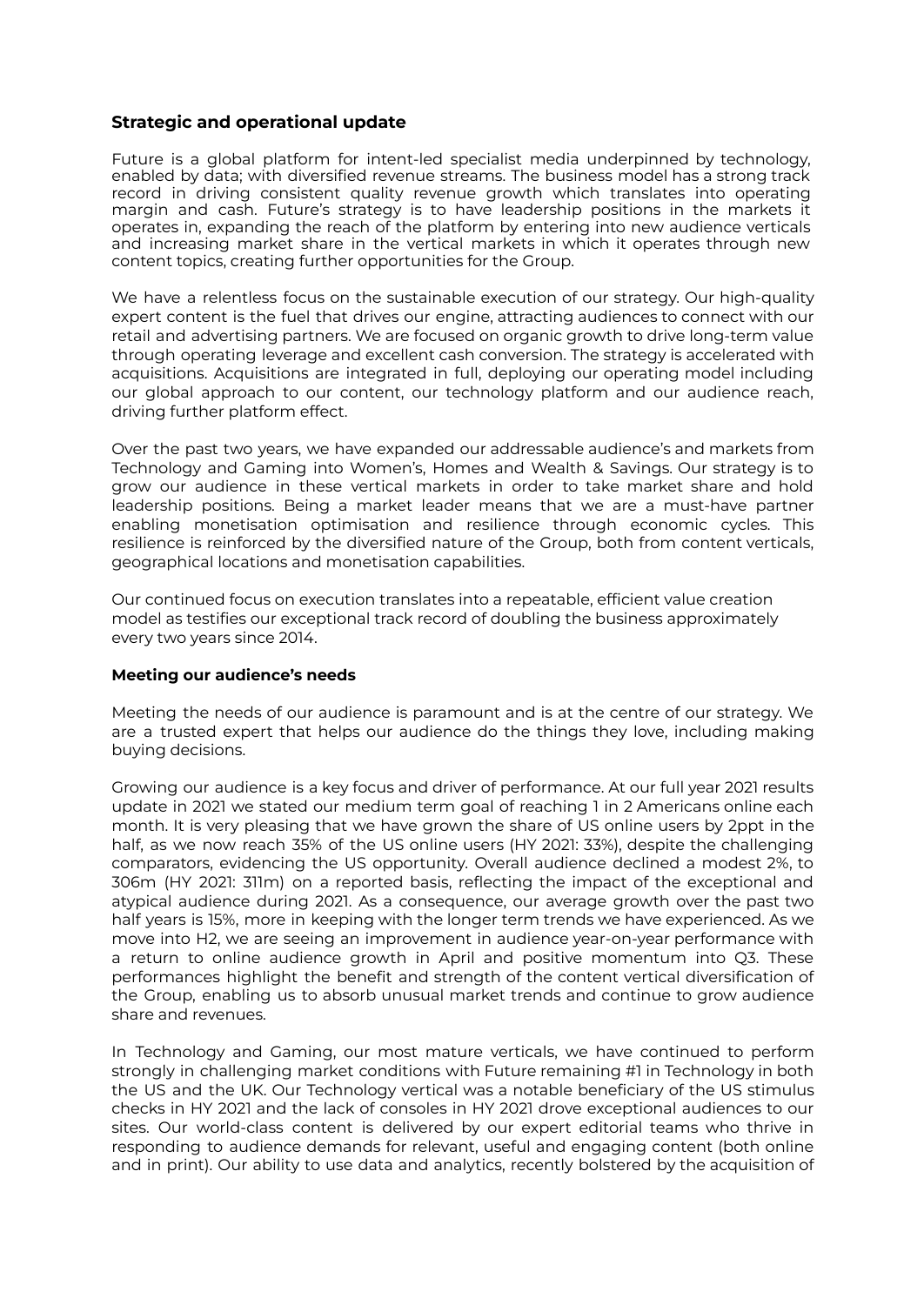## Strategic and operational update

Future is a global platform for intent-led specialist media underpinned by technology, enabled by data; with diversified revenue streams. The business model has a strong track record in driving consistent quality revenue growth which translates into operating margin and cash. Future's strategy is to have leadership positions in the markets it operates in, expanding the reach of the platform by entering into new audience verticals and increasing market share in the vertical markets in which it operates through new content topics, creating further opportunities for the Group.

We have a relentless focus on the sustainable execution of our strategy. Our high-quality expert content is the fuel that drives our engine, attracting audiences to connect with our retail and advertising partners. We are focused on organic growth to drive long-term value through operating leverage and excellent cash conversion. The strategy is accelerated with acquisitions. Acquisitions are integrated in full, deploying our operating model including our global approach to our content, our technology platform and our audience reach, driving further platform effect.

Over the past two years, we have expanded our addressable audience's and markets from Technology and Gaming into Women's, Homes and Wealth & Savings. Our strategy is to grow our audience in these vertical markets in order to take market share and hold leadership positions. Being a market leader means that we are a must-have partner enabling monetisation optimisation and resilience through economic cycles. This resilience is reinforced by the diversified nature of the Group, both from content verticals, geographical locations and monetisation capabilities.

Our continued focus on execution translates into a repeatable, efficient value creation model as testifies our exceptional track record of doubling the business approximately every two years since 2014.

### Meeting our audience's needs

Meeting the needs of our audience is paramount and is at the centre of our strategy. We are a trusted expert that helps our audience do the things they love, including making buying decisions.

Growing our audience is a key focus and driver of performance. At our full year 2021 results update in 2021 we stated our medium term goal of reaching 1 in 2 Americans online each month. It is very pleasing that we have grown the share of US online users by 2ppt in the half, as we now reach 35% of the US online users (HY 2021: 33%), despite the challenging comparators, evidencing the US opportunity. Overall audience declined a modest 2%, to 306m (HY 2021: 311m) on a reported basis, reflecting the impact of the exceptional and atypical audience during 2021. As a consequence, our average growth over the past two half years is 15%, more in keeping with the longer term trends we have experienced. As we move into H2, we are seeing an improvement in audience year-on-year performance with a return to online audience growth in April and positive momentum into Q3. These performances highlight the benefit and strength of the content vertical diversification of the Group, enabling us to absorb unusual market trends and continue to grow audience share and revenues.

In Technology and Gaming, our most mature verticals, we have continued to perform strongly in challenging market conditions with Future remaining #1 in Technology in both the US and the UK. Our Technology vertical was a notable beneficiary of the US stimulus checks in HY 2021 and the lack of consoles in HY 2021 drove exceptional audiences to our sites. Our world-class content is delivered by our expert editorial teams who thrive in responding to audience demands for relevant, useful and engaging content (both online and in print). Our ability to use data and analytics, recently bolstered by the acquisition of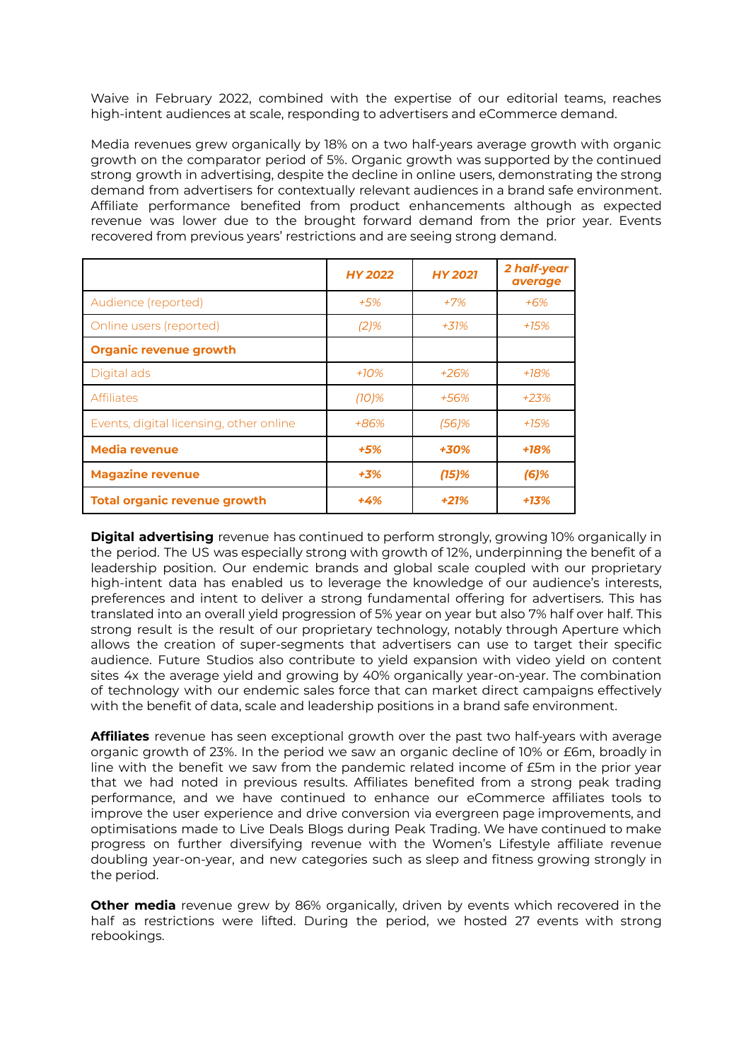Waive in February 2022, combined with the expertise of our editorial teams, reaches high-intent audiences at scale, responding to advertisers and eCommerce demand.

Media revenues grew organically by 18% on a two half-years average growth with organic growth on the comparator period of 5%. Organic growth was supported by the continued strong growth in advertising, despite the decline in online users, demonstrating the strong demand from advertisers for contextually relevant audiences in a brand safe environment. Affiliate performance benefited from product enhancements although as expected revenue was lower due to the brought forward demand from the prior year. Events recovered from previous years' restrictions and are seeing strong demand.

| | *HY 2022* | *HY 2021* | *2 half-year average* |
|---|---|---|---|
| Audience (reported) | *+5%* | *+7%* | *+6%* |
| Online users (reported) | *(2)%* | *+31%* | *+15%* |
| **Organic revenue growth** | | | |
| Digital ads | *+10%* | *+26%* | *+18%* |
| Affiliates | *(10)%* | *+56%* | *+23%* |
| Events, digital licensing, other online | *+86%* | *(56)%* | *+15%* |
| **Media revenue** | ***+5%*** | ***+30%*** | ***+18%*** |
| **Magazine revenue** | ***+3%*** | ***(15)%*** | ***(6)%*** |
| **Total organic revenue growth** | ***+4%*** | ***+21%*** | ***+13%*** |

**Digital advertising** revenue has continued to perform strongly, growing 10% organically in the period. The US was especially strong with growth of 12%, underpinning the benefit of a leadership position. Our endemic brands and global scale coupled with our proprietary high-intent data has enabled us to leverage the knowledge of our audience's interests, preferences and intent to deliver a strong fundamental offering for advertisers. This has translated into an overall yield progression of 5% year on year but also 7% half over half. This strong result is the result of our proprietary technology, notably through Aperture which allows the creation of super-segments that advertisers can use to target their specific audience. Future Studios also contribute to yield expansion with video yield on content sites 4x the average yield and growing by 40% organically year-on-year. The combination of technology with our endemic sales force that can market direct campaigns effectively with the benefit of data, scale and leadership positions in a brand safe environment.

**Affiliates** revenue has seen exceptional growth over the past two half-years with average organic growth of 23%. In the period we saw an organic decline of 10% or £6m, broadly in line with the benefit we saw from the pandemic related income of £5m in the prior year that we had noted in previous results. Affiliates benefited from a strong peak trading performance, and we have continued to enhance our eCommerce affiliates tools to improve the user experience and drive conversion via evergreen page improvements, and optimisations made to Live Deals Blogs during Peak Trading. We have continued to make progress on further diversifying revenue with the Women's Lifestyle affiliate revenue doubling year-on-year, and new categories such as sleep and fitness growing strongly in the period.

**Other media** revenue grew by 86% organically, driven by events which recovered in the half as restrictions were lifted. During the period, we hosted 27 events with strong rebookings.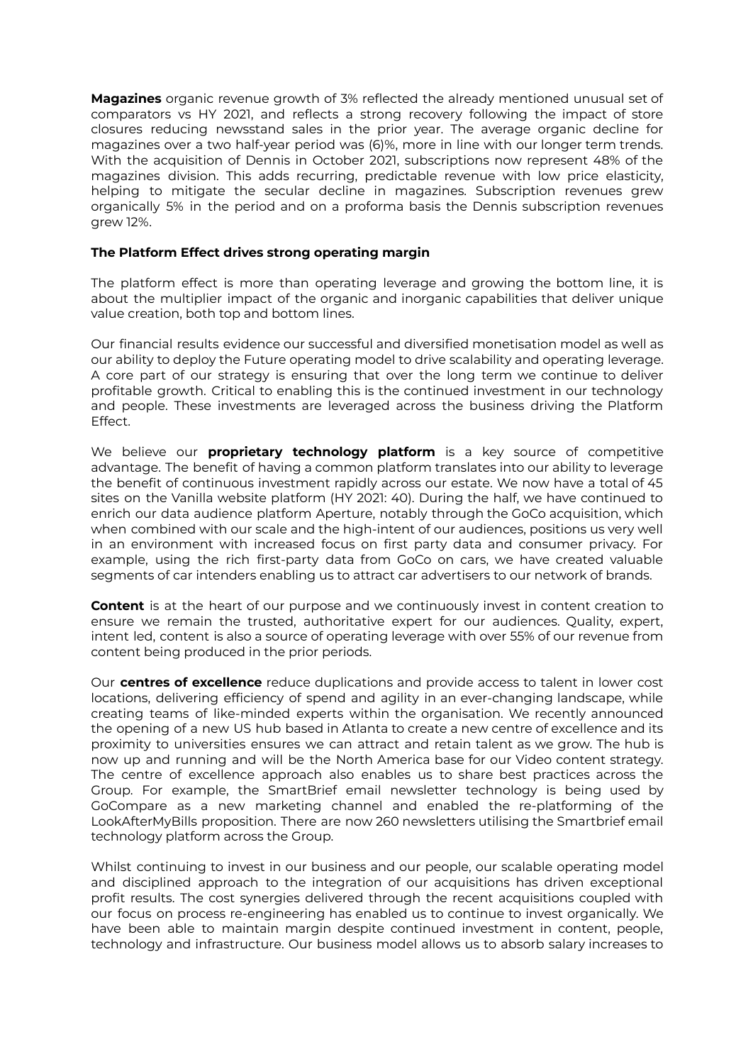**Magazines** organic revenue growth of 3% reflected the already mentioned unusual set of comparators vs HY 2021, and reflects a strong recovery following the impact of store closures reducing newsstand sales in the prior year. The average organic decline for magazines over a two half-year period was (6)%, more in line with our longer term trends. With the acquisition of Dennis in October 2021, subscriptions now represent 48% of the magazines division. This adds recurring, predictable revenue with low price elasticity, helping to mitigate the secular decline in magazines. Subscription revenues grew organically 5% in the period and on a proforma basis the Dennis subscription revenues grew 12%.

**The Platform Effect drives strong operating margin**

The platform effect is more than operating leverage and growing the bottom line, it is about the multiplier impact of the organic and inorganic capabilities that deliver unique value creation, both top and bottom lines.

Our financial results evidence our successful and diversified monetisation model as well as our ability to deploy the Future operating model to drive scalability and operating leverage. A core part of our strategy is ensuring that over the long term we continue to deliver profitable growth. Critical to enabling this is the continued investment in our technology and people. These investments are leveraged across the business driving the Platform Effect.

We believe our **proprietary technology platform** is a key source of competitive advantage. The benefit of having a common platform translates into our ability to leverage the benefit of continuous investment rapidly across our estate. We now have a total of 45 sites on the Vanilla website platform (HY 2021: 40). During the half, we have continued to enrich our data audience platform Aperture, notably through the GoCo acquisition, which when combined with our scale and the high-intent of our audiences, positions us very well in an environment with increased focus on first party data and consumer privacy. For example, using the rich first-party data from GoCo on cars, we have created valuable segments of car intenders enabling us to attract car advertisers to our network of brands.

**Content** is at the heart of our purpose and we continuously invest in content creation to ensure we remain the trusted, authoritative expert for our audiences. Quality, expert, intent led, content is also a source of operating leverage with over 55% of our revenue from content being produced in the prior periods.

Our **centres of excellence** reduce duplications and provide access to talent in lower cost locations, delivering efficiency of spend and agility in an ever-changing landscape, while creating teams of like-minded experts within the organisation. We recently announced the opening of a new US hub based in Atlanta to create a new centre of excellence and its proximity to universities ensures we can attract and retain talent as we grow. The hub is now up and running and will be the North America base for our Video content strategy. The centre of excellence approach also enables us to share best practices across the Group. For example, the SmartBrief email newsletter technology is being used by GoCompare as a new marketing channel and enabled the re-platforming of the LookAfterMyBills proposition. There are now 260 newsletters utilising the Smartbrief email technology platform across the Group.

Whilst continuing to invest in our business and our people, our scalable operating model and disciplined approach to the integration of our acquisitions has driven exceptional profit results. The cost synergies delivered through the recent acquisitions coupled with our focus on process re-engineering has enabled us to continue to invest organically. We have been able to maintain margin despite continued investment in content, people, technology and infrastructure. Our business model allows us to absorb salary increases to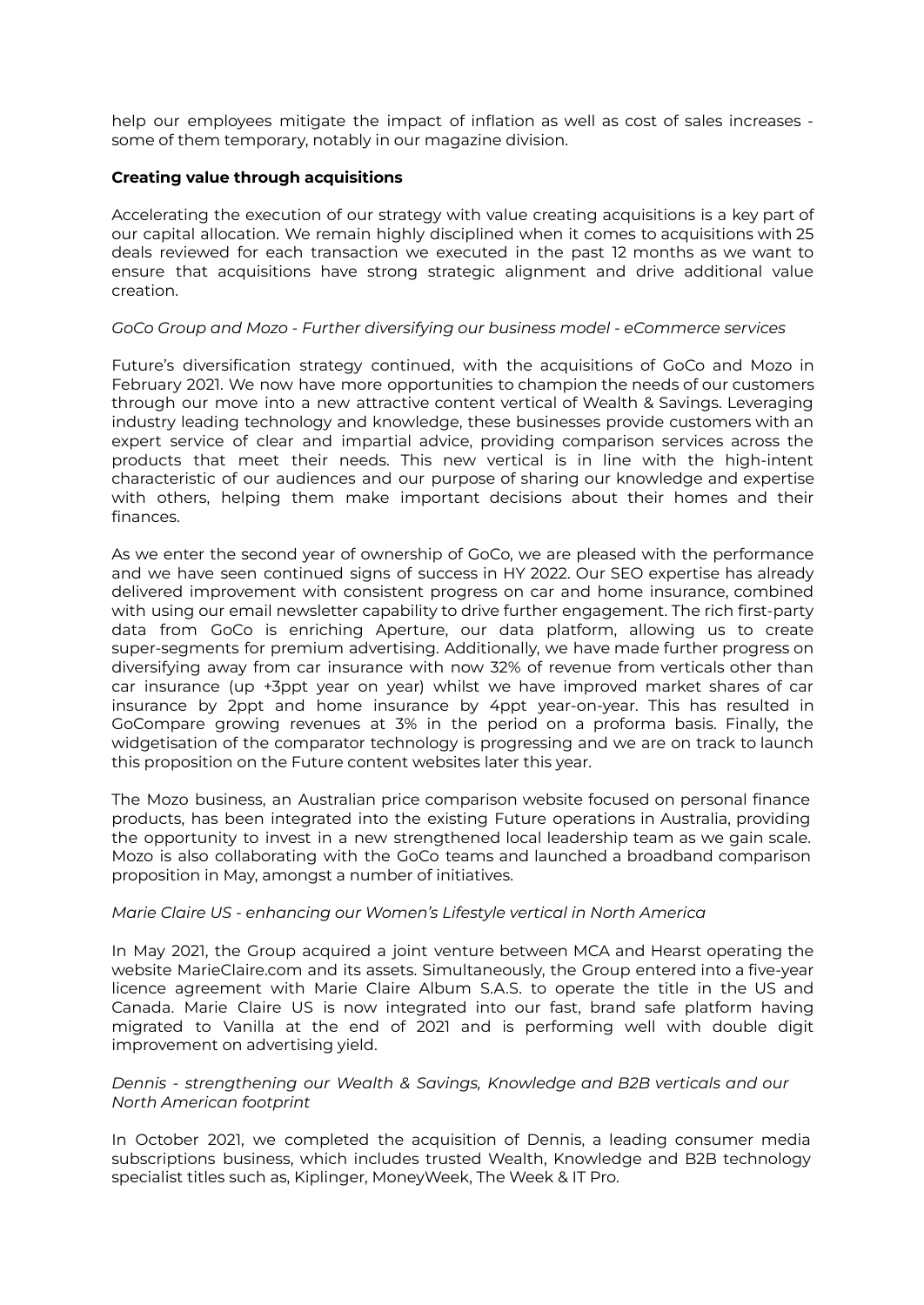help our employees mitigate the impact of inflation as well as cost of sales increases - some of them temporary, notably in our magazine division.

**Creating value through acquisitions**

Accelerating the execution of our strategy with value creating acquisitions is a key part of our capital allocation. We remain highly disciplined when it comes to acquisitions with 25 deals reviewed for each transaction we executed in the past 12 months as we want to ensure that acquisitions have strong strategic alignment and drive additional value creation.

*GoCo Group and Mozo - Further diversifying our business model - eCommerce services*

Future's diversification strategy continued, with the acquisitions of GoCo and Mozo in February 2021. We now have more opportunities to champion the needs of our customers through our move into a new attractive content vertical of Wealth & Savings. Leveraging industry leading technology and knowledge, these businesses provide customers with an expert service of clear and impartial advice, providing comparison services across the products that meet their needs. This new vertical is in line with the high-intent characteristic of our audiences and our purpose of sharing our knowledge and expertise with others, helping them make important decisions about their homes and their finances.

As we enter the second year of ownership of GoCo, we are pleased with the performance and we have seen continued signs of success in HY 2022. Our SEO expertise has already delivered improvement with consistent progress on car and home insurance, combined with using our email newsletter capability to drive further engagement. The rich first-party data from GoCo is enriching Aperture, our data platform, allowing us to create super-segments for premium advertising. Additionally, we have made further progress on diversifying away from car insurance with now 32% of revenue from verticals other than car insurance (up +3ppt year on year) whilst we have improved market shares of car insurance by 2ppt and home insurance by 4ppt year-on-year. This has resulted in GoCompare growing revenues at 3% in the period on a proforma basis. Finally, the widgetisation of the comparator technology is progressing and we are on track to launch this proposition on the Future content websites later this year.

The Mozo business, an Australian price comparison website focused on personal finance products, has been integrated into the existing Future operations in Australia, providing the opportunity to invest in a new strengthened local leadership team as we gain scale. Mozo is also collaborating with the GoCo teams and launched a broadband comparison proposition in May, amongst a number of initiatives.

*Marie Claire US - enhancing our Women's Lifestyle vertical in North America*

In May 2021, the Group acquired a joint venture between MCA and Hearst operating the website MarieClaire.com and its assets. Simultaneously, the Group entered into a five-year licence agreement with Marie Claire Album S.A.S. to operate the title in the US and Canada. Marie Claire US is now integrated into our fast, brand safe platform having migrated to Vanilla at the end of 2021 and is performing well with double digit improvement on advertising yield.

*Dennis - strengthening our Wealth & Savings, Knowledge and B2B verticals and our North American footprint*

In October 2021, we completed the acquisition of Dennis, a leading consumer media subscriptions business, which includes trusted Wealth, Knowledge and B2B technology specialist titles such as, Kiplinger, MoneyWeek, The Week & IT Pro.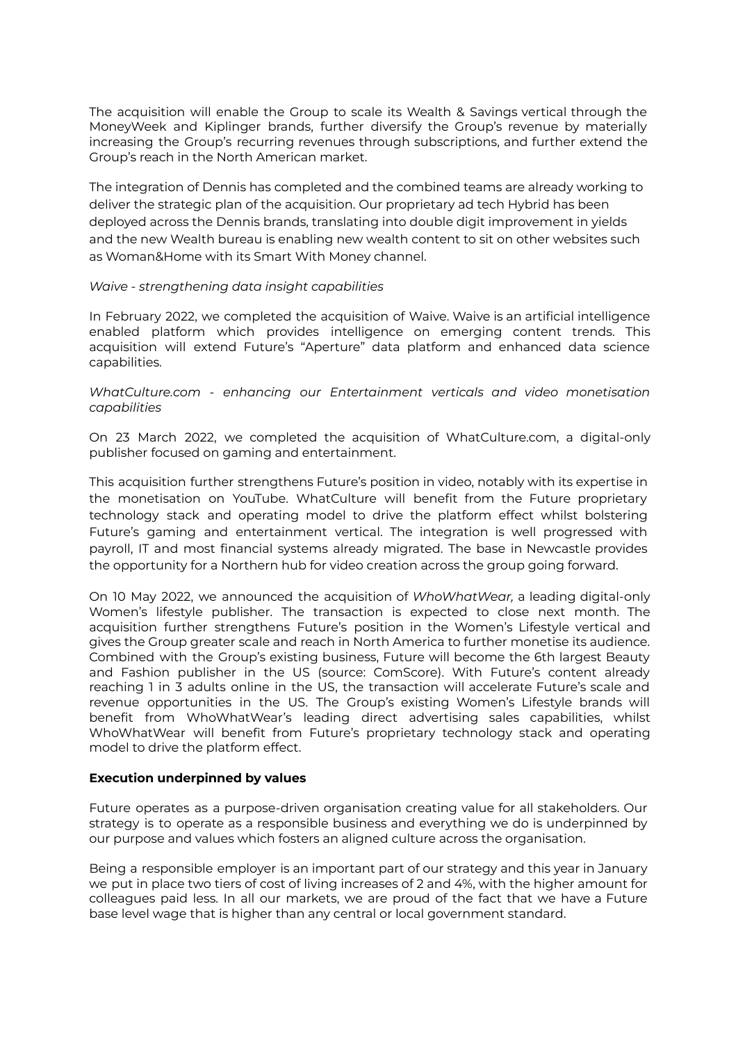The acquisition will enable the Group to scale its Wealth & Savings vertical through the MoneyWeek and Kiplinger brands, further diversify the Group's revenue by materially increasing the Group's recurring revenues through subscriptions, and further extend the Group's reach in the North American market.

The integration of Dennis has completed and the combined teams are already working to deliver the strategic plan of the acquisition. Our proprietary ad tech Hybrid has been deployed across the Dennis brands, translating into double digit improvement in yields and the new Wealth bureau is enabling new wealth content to sit on other websites such as Woman&Home with its Smart With Money channel.

*Waive - strengthening data insight capabilities*

In February 2022, we completed the acquisition of Waive. Waive is an artificial intelligence enabled platform which provides intelligence on emerging content trends. This acquisition will extend Future's "Aperture" data platform and enhanced data science capabilities.

*WhatCulture.com - enhancing our Entertainment verticals and video monetisation capabilities*

On 23 March 2022, we completed the acquisition of WhatCulture.com, a digital-only publisher focused on gaming and entertainment.

This acquisition further strengthens Future's position in video, notably with its expertise in the monetisation on YouTube. WhatCulture will benefit from the Future proprietary technology stack and operating model to drive the platform effect whilst bolstering Future's gaming and entertainment vertical. The integration is well progressed with payroll, IT and most financial systems already migrated. The base in Newcastle provides the opportunity for a Northern hub for video creation across the group going forward.

On 10 May 2022, we announced the acquisition of *WhoWhatWear,* a leading digital-only Women's lifestyle publisher. The transaction is expected to close next month. The acquisition further strengthens Future's position in the Women's Lifestyle vertical and gives the Group greater scale and reach in North America to further monetise its audience. Combined with the Group's existing business, Future will become the 6th largest Beauty and Fashion publisher in the US (source: ComScore). With Future's content already reaching 1 in 3 adults online in the US, the transaction will accelerate Future's scale and revenue opportunities in the US. The Group's existing Women's Lifestyle brands will benefit from WhoWhatWear's leading direct advertising sales capabilities, whilst WhoWhatWear will benefit from Future's proprietary technology stack and operating model to drive the platform effect.

**Execution underpinned by values**

Future operates as a purpose-driven organisation creating value for all stakeholders. Our strategy is to operate as a responsible business and everything we do is underpinned by our purpose and values which fosters an aligned culture across the organisation.

Being a responsible employer is an important part of our strategy and this year in January we put in place two tiers of cost of living increases of 2 and 4%, with the higher amount for colleagues paid less. In all our markets, we are proud of the fact that we have a Future base level wage that is higher than any central or local government standard.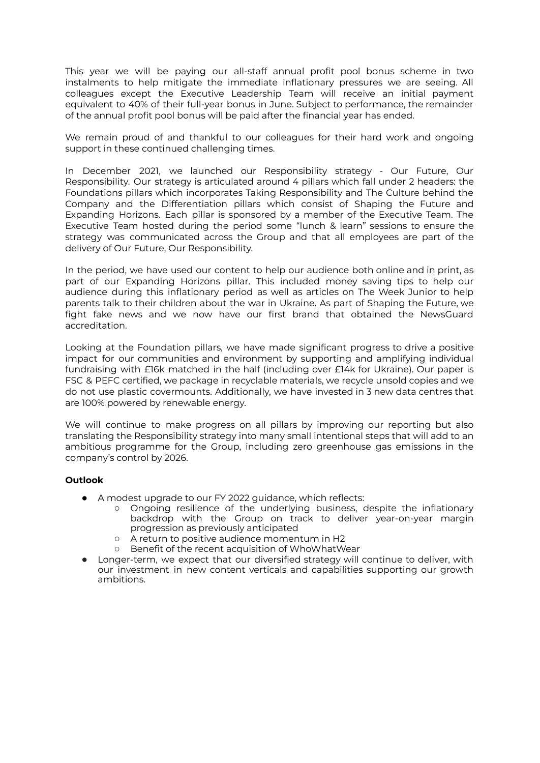This year we will be paying our all-staff annual profit pool bonus scheme in two instalments to help mitigate the immediate inflationary pressures we are seeing. All colleagues except the Executive Leadership Team will receive an initial payment equivalent to 40% of their full-year bonus in June. Subject to performance, the remainder of the annual profit pool bonus will be paid after the financial year has ended.

We remain proud of and thankful to our colleagues for their hard work and ongoing support in these continued challenging times.

In December 2021, we launched our Responsibility strategy - Our Future, Our Responsibility. Our strategy is articulated around 4 pillars which fall under 2 headers: the Foundations pillars which incorporates Taking Responsibility and The Culture behind the Company and the Differentiation pillars which consist of Shaping the Future and Expanding Horizons. Each pillar is sponsored by a member of the Executive Team. The Executive Team hosted during the period some "lunch & learn" sessions to ensure the strategy was communicated across the Group and that all employees are part of the delivery of Our Future, Our Responsibility.

In the period, we have used our content to help our audience both online and in print, as part of our Expanding Horizons pillar. This included money saving tips to help our audience during this inflationary period as well as articles on The Week Junior to help parents talk to their children about the war in Ukraine. As part of Shaping the Future, we fight fake news and we now have our first brand that obtained the NewsGuard accreditation.

Looking at the Foundation pillars, we have made significant progress to drive a positive impact for our communities and environment by supporting and amplifying individual fundraising with £16k matched in the half (including over £14k for Ukraine). Our paper is FSC & PEFC certified, we package in recyclable materials, we recycle unsold copies and we do not use plastic covermounts. Additionally, we have invested in 3 new data centres that are 100% powered by renewable energy.

We will continue to make progress on all pillars by improving our reporting but also translating the Responsibility strategy into many small intentional steps that will add to an ambitious programme for the Group, including zero greenhouse gas emissions in the company's control by 2026.

**Outlook**

- A modest upgrade to our FY 2022 guidance, which reflects:
  - Ongoing resilience of the underlying business, despite the inflationary backdrop with the Group on track to deliver year-on-year margin progression as previously anticipated
  - A return to positive audience momentum in H2
  - Benefit of the recent acquisition of WhoWhatWear
- Longer-term, we expect that our diversified strategy will continue to deliver, with our investment in new content verticals and capabilities supporting our growth ambitions.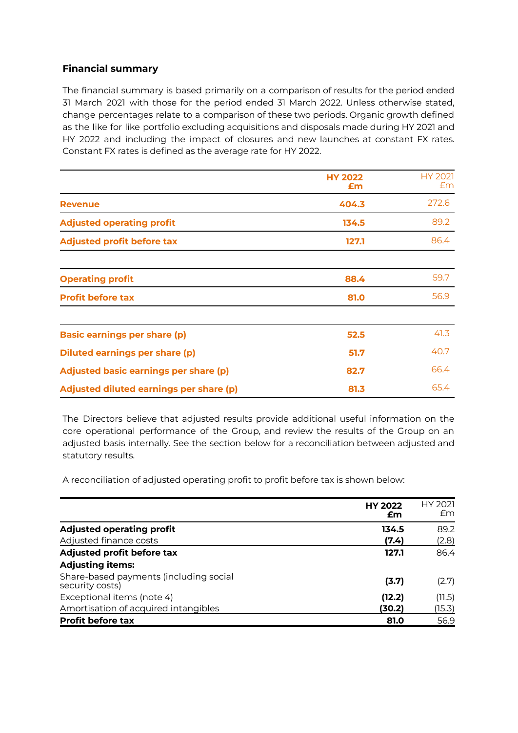## Financial summary

The financial summary is based primarily on a comparison of results for the period ended 31 March 2021 with those for the period ended 31 March 2022. Unless otherwise stated, change percentages relate to a comparison of these two periods. Organic growth defined as the like for like portfolio excluding acquisitions and disposals made during HY 2021 and HY 2022 and including the impact of closures and new launches at constant FX rates. Constant FX rates is defined as the average rate for HY 2022.

| | **HY 2022 £m** | HY 2021 £m |
|---|---|---|
| **Revenue** | **404.3** | 272.6 |
| **Adjusted operating profit** | **134.5** | 89.2 |
| **Adjusted profit before tax** | **127.1** | 86.4 |
| | | |
| **Operating profit** | **88.4** | 59.7 |
| **Profit before tax** | **81.0** | 56.9 |
| | | |
| **Basic earnings per share (p)** | **52.5** | 41.3 |
| **Diluted earnings per share (p)** | **51.7** | 40.7 |
| **Adjusted basic earnings per share (p)** | **82.7** | 66.4 |
| **Adjusted diluted earnings per share (p)** | **81.3** | 65.4 |

The Directors believe that adjusted results provide additional useful information on the core operational performance of the Group, and review the results of the Group on an adjusted basis internally. See the section below for a reconciliation between adjusted and statutory results.

A reconciliation of adjusted operating profit to profit before tax is shown below:

| | **HY 2022 £m** | HY 2021 £m |
|---|---|---|
| **Adjusted operating profit** | **134.5** | 89.2 |
| Adjusted finance costs | **(7.4)** | (2.8) |
| **Adjusted profit before tax** | **127.1** | 86.4 |
| **Adjusting items:** | | |
| Share-based payments (including social security costs) | **(3.7)** | (2.7) |
| Exceptional items (note 4) | **(12.2)** | (11.5) |
| Amortisation of acquired intangibles | **(30.2)** | (15.3) |
| **Profit before tax** | **81.0** | 56.9 |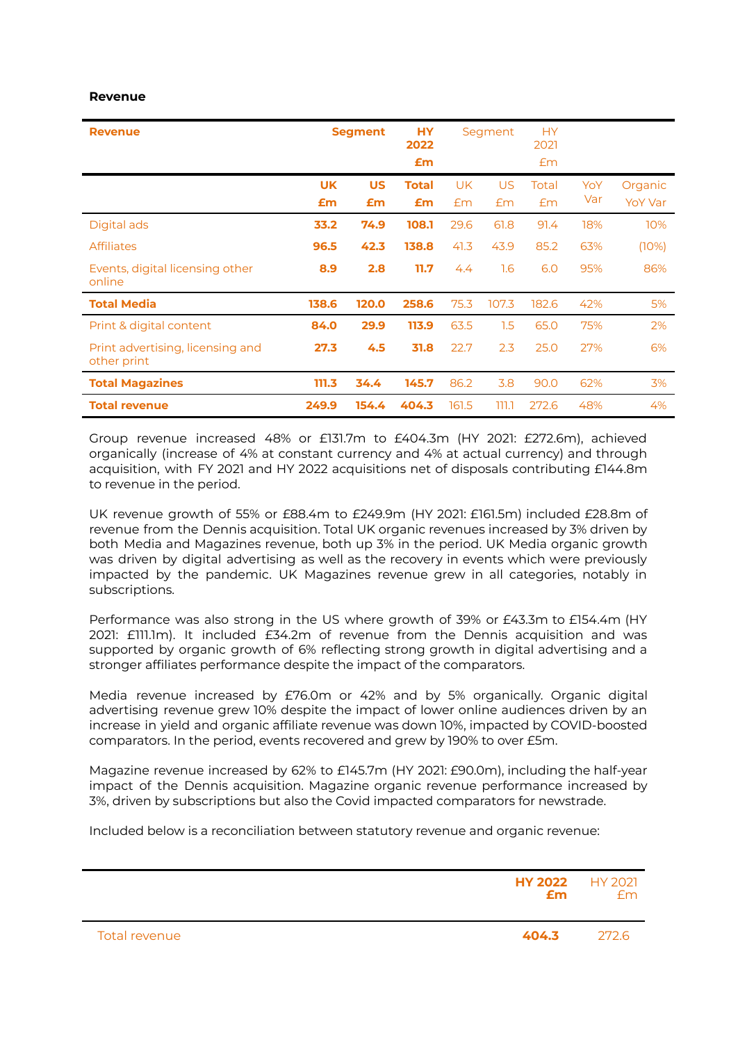**Revenue**

| Revenue | Segment | | HY 2022 | Segment | | HY 2021 | | |
|---|---|---|---|---|---|---|---|---|
| | UK £m | US £m | Total £m | UK £m | US £m | Total £m | YoY Var | Organic YoY Var |
| Digital ads | **33.2** | **74.9** | **108.1** | 29.6 | 61.8 | 91.4 | 18% | 10% |
| Affiliates | **96.5** | **42.3** | **138.8** | 41.3 | 43.9 | 85.2 | 63% | (10%) |
| Events, digital licensing other online | **8.9** | **2.8** | **11.7** | 4.4 | 1.6 | 6.0 | 95% | 86% |
| **Total Media** | **138.6** | **120.0** | **258.6** | 75.3 | 107.3 | 182.6 | 42% | 5% |
| Print & digital content | **84.0** | **29.9** | **113.9** | 63.5 | 1.5 | 65.0 | 75% | 2% |
| Print advertising, licensing and other print | **27.3** | **4.5** | **31.8** | 22.7 | 2.3 | 25.0 | 27% | 6% |
| **Total Magazines** | **111.3** | **34.4** | **145.7** | 86.2 | 3.8 | 90.0 | 62% | 3% |
| **Total revenue** | **249.9** | **154.4** | **404.3** | 161.5 | 111.1 | 272.6 | 48% | 4% |

Group revenue increased 48% or £131.7m to £404.3m (HY 2021: £272.6m), achieved organically (increase of 4% at constant currency and 4% at actual currency) and through acquisition, with FY 2021 and HY 2022 acquisitions net of disposals contributing £144.8m to revenue in the period.

UK revenue growth of 55% or £88.4m to £249.9m (HY 2021: £161.5m) included £28.8m of revenue from the Dennis acquisition. Total UK organic revenues increased by 3% driven by both Media and Magazines revenue, both up 3% in the period. UK Media organic growth was driven by digital advertising as well as the recovery in events which were previously impacted by the pandemic. UK Magazines revenue grew in all categories, notably in subscriptions.

Performance was also strong in the US where growth of 39% or £43.3m to £154.4m (HY 2021: £111.1m). It included £34.2m of revenue from the Dennis acquisition and was supported by organic growth of 6% reflecting strong growth in digital advertising and a stronger affiliates performance despite the impact of the comparators.

Media revenue increased by £76.0m or 42% and by 5% organically. Organic digital advertising revenue grew 10% despite the impact of lower online audiences driven by an increase in yield and organic affiliate revenue was down 10%, impacted by COVID-boosted comparators. In the period, events recovered and grew by 190% to over £5m.

Magazine revenue increased by 62% to £145.7m (HY 2021: £90.0m), including the half-year impact of the Dennis acquisition. Magazine organic revenue performance increased by 3%, driven by subscriptions but also the Covid impacted comparators for newstrade.

Included below is a reconciliation between statutory revenue and organic revenue:

| | HY 2022 £m | HY 2021 £m |
|---|---|---|
| Total revenue | **404.3** | 272.6 |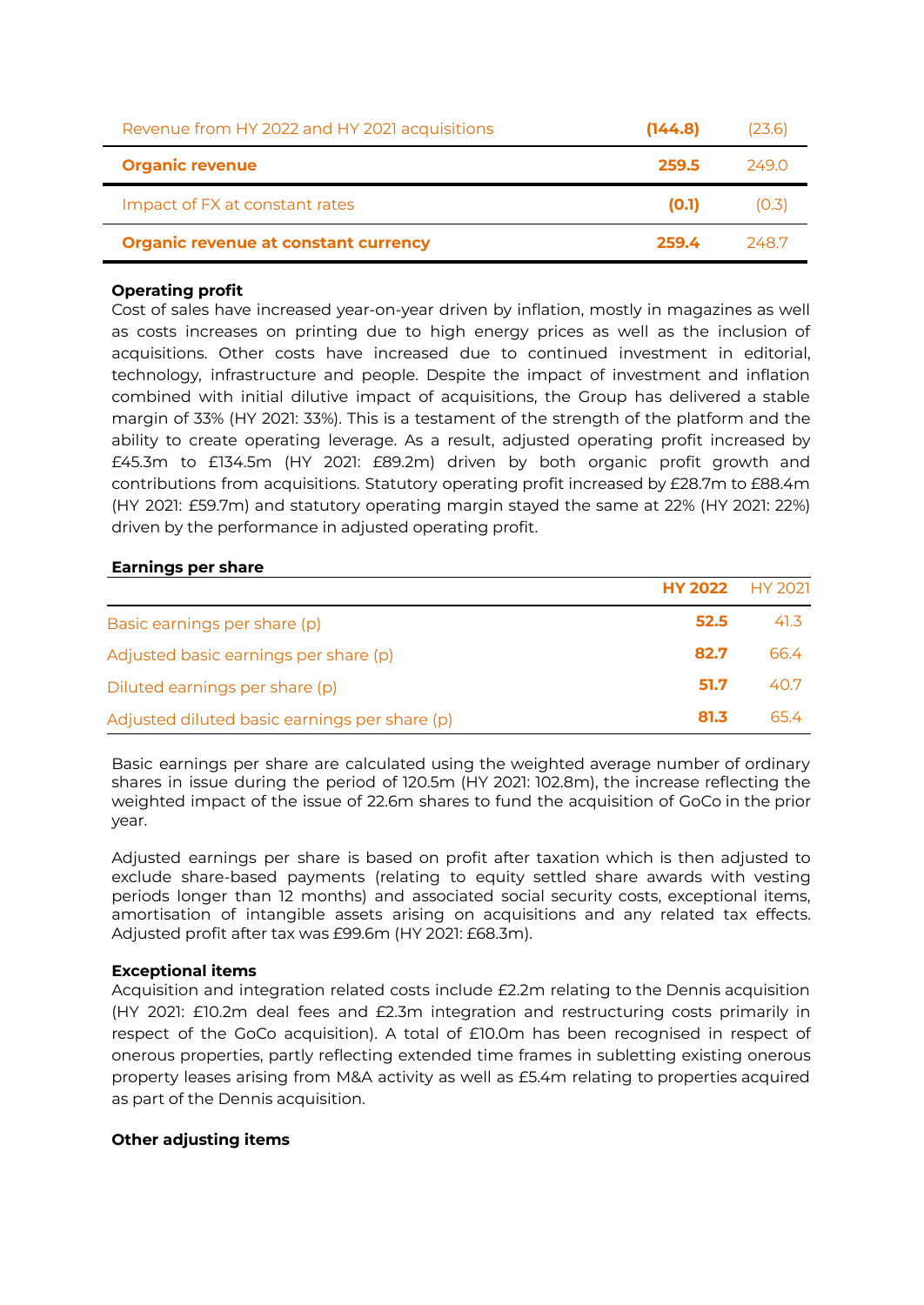| | | |
|---|---|---|
| Revenue from HY 2022 and HY 2021 acquisitions | **(144.8)** | (23.6) |
| **Organic revenue** | **259.5** | 249.0 |
| Impact of FX at constant rates | **(0.1)** | (0.3) |
| **Organic revenue at constant currency** | **259.4** | 248.7 |

**Operating profit**

Cost of sales have increased year-on-year driven by inflation, mostly in magazines as well as costs increases on printing due to high energy prices as well as the inclusion of acquisitions. Other costs have increased due to continued investment in editorial, technology, infrastructure and people. Despite the impact of investment and inflation combined with initial dilutive impact of acquisitions, the Group has delivered a stable margin of 33% (HY 2021: 33%). This is a testament of the strength of the platform and the ability to create operating leverage. As a result, adjusted operating profit increased by £45.3m to £134.5m (HY 2021: £89.2m) driven by both organic profit growth and contributions from acquisitions. Statutory operating profit increased by £28.7m to £88.4m (HY 2021: £59.7m) and statutory operating margin stayed the same at 22% (HY 2021: 22%) driven by the performance in adjusted operating profit.

**Earnings per share**

| | **HY 2022** | HY 2021 |
|---|---|---|
| Basic earnings per share (p) | **52.5** | 41.3 |
| Adjusted basic earnings per share (p) | **82.7** | 66.4 |
| Diluted earnings per share (p) | **51.7** | 40.7 |
| Adjusted diluted basic earnings per share (p) | **81.3** | 65.4 |

Basic earnings per share are calculated using the weighted average number of ordinary shares in issue during the period of 120.5m (HY 2021: 102.8m), the increase reflecting the weighted impact of the issue of 22.6m shares to fund the acquisition of GoCo in the prior year.

Adjusted earnings per share is based on profit after taxation which is then adjusted to exclude share-based payments (relating to equity settled share awards with vesting periods longer than 12 months) and associated social security costs, exceptional items, amortisation of intangible assets arising on acquisitions and any related tax effects. Adjusted profit after tax was £99.6m (HY 2021: £68.3m).

**Exceptional items**

Acquisition and integration related costs include £2.2m relating to the Dennis acquisition (HY 2021: £10.2m deal fees and £2.3m integration and restructuring costs primarily in respect of the GoCo acquisition). A total of £10.0m has been recognised in respect of onerous properties, partly reflecting extended time frames in subletting existing onerous property leases arising from M&A activity as well as £5.4m relating to properties acquired as part of the Dennis acquisition.

**Other adjusting items**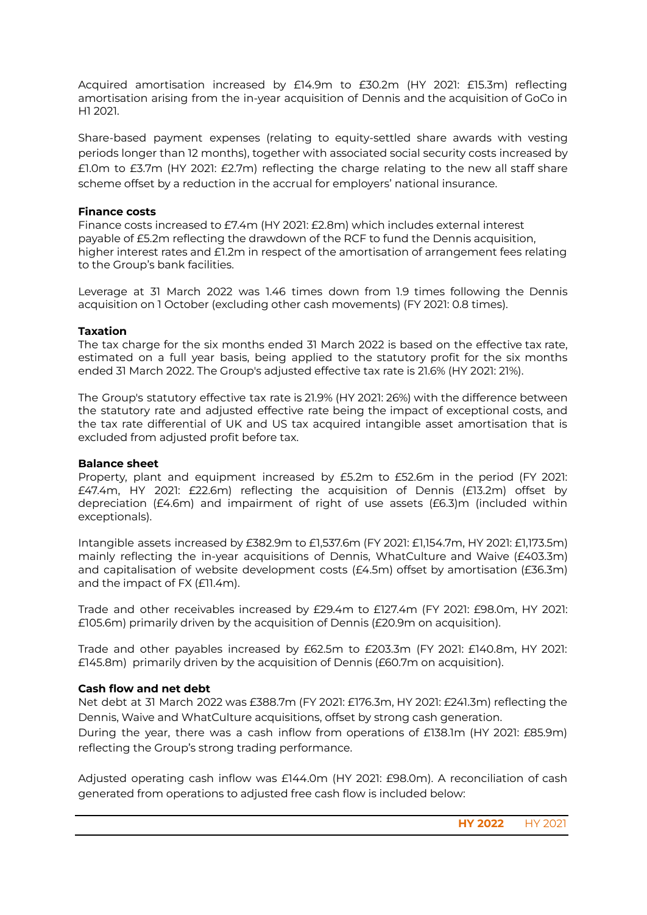Acquired amortisation increased by £14.9m to £30.2m (HY 2021: £15.3m) reflecting amortisation arising from the in-year acquisition of Dennis and the acquisition of GoCo in H1 2021.

Share-based payment expenses (relating to equity-settled share awards with vesting periods longer than 12 months), together with associated social security costs increased by £1.0m to £3.7m (HY 2021: £2.7m) reflecting the charge relating to the new all staff share scheme offset by a reduction in the accrual for employers' national insurance.

**Finance costs**

Finance costs increased to £7.4m (HY 2021: £2.8m) which includes external interest payable of £5.2m reflecting the drawdown of the RCF to fund the Dennis acquisition, higher interest rates and £1.2m in respect of the amortisation of arrangement fees relating to the Group's bank facilities.

Leverage at 31 March 2022 was 1.46 times down from 1.9 times following the Dennis acquisition on 1 October (excluding other cash movements) (FY 2021: 0.8 times).

**Taxation**

The tax charge for the six months ended 31 March 2022 is based on the effective tax rate, estimated on a full year basis, being applied to the statutory profit for the six months ended 31 March 2022. The Group's adjusted effective tax rate is 21.6% (HY 2021: 21%).

The Group's statutory effective tax rate is 21.9% (HY 2021: 26%) with the difference between the statutory rate and adjusted effective rate being the impact of exceptional costs, and the tax rate differential of UK and US tax acquired intangible asset amortisation that is excluded from adjusted profit before tax.

**Balance sheet**

Property, plant and equipment increased by £5.2m to £52.6m in the period (FY 2021: £47.4m, HY 2021: £22.6m) reflecting the acquisition of Dennis (£13.2m) offset by depreciation (£4.6m) and impairment of right of use assets (£6.3)m (included within exceptionals).

Intangible assets increased by £382.9m to £1,537.6m (FY 2021: £1,154.7m, HY 2021: £1,173.5m) mainly reflecting the in-year acquisitions of Dennis, WhatCulture and Waive (£403.3m) and capitalisation of website development costs (£4.5m) offset by amortisation (£36.3m) and the impact of FX (£11.4m).

Trade and other receivables increased by £29.4m to £127.4m (FY 2021: £98.0m, HY 2021: £105.6m) primarily driven by the acquisition of Dennis (£20.9m on acquisition).

Trade and other payables increased by £62.5m to £203.3m (FY 2021: £140.8m, HY 2021: £145.8m) primarily driven by the acquisition of Dennis (£60.7m on acquisition).

**Cash flow and net debt**

Net debt at 31 March 2022 was £388.7m (FY 2021: £176.3m, HY 2021: £241.3m) reflecting the Dennis, Waive and WhatCulture acquisitions, offset by strong cash generation.
During the year, there was a cash inflow from operations of £138.1m (HY 2021: £85.9m) reflecting the Group's strong trading performance.

Adjusted operating cash inflow was £144.0m (HY 2021: £98.0m). A reconciliation of cash generated from operations to adjusted free cash flow is included below:

| | **HY 2022** | HY 2021 |
|---|---|---|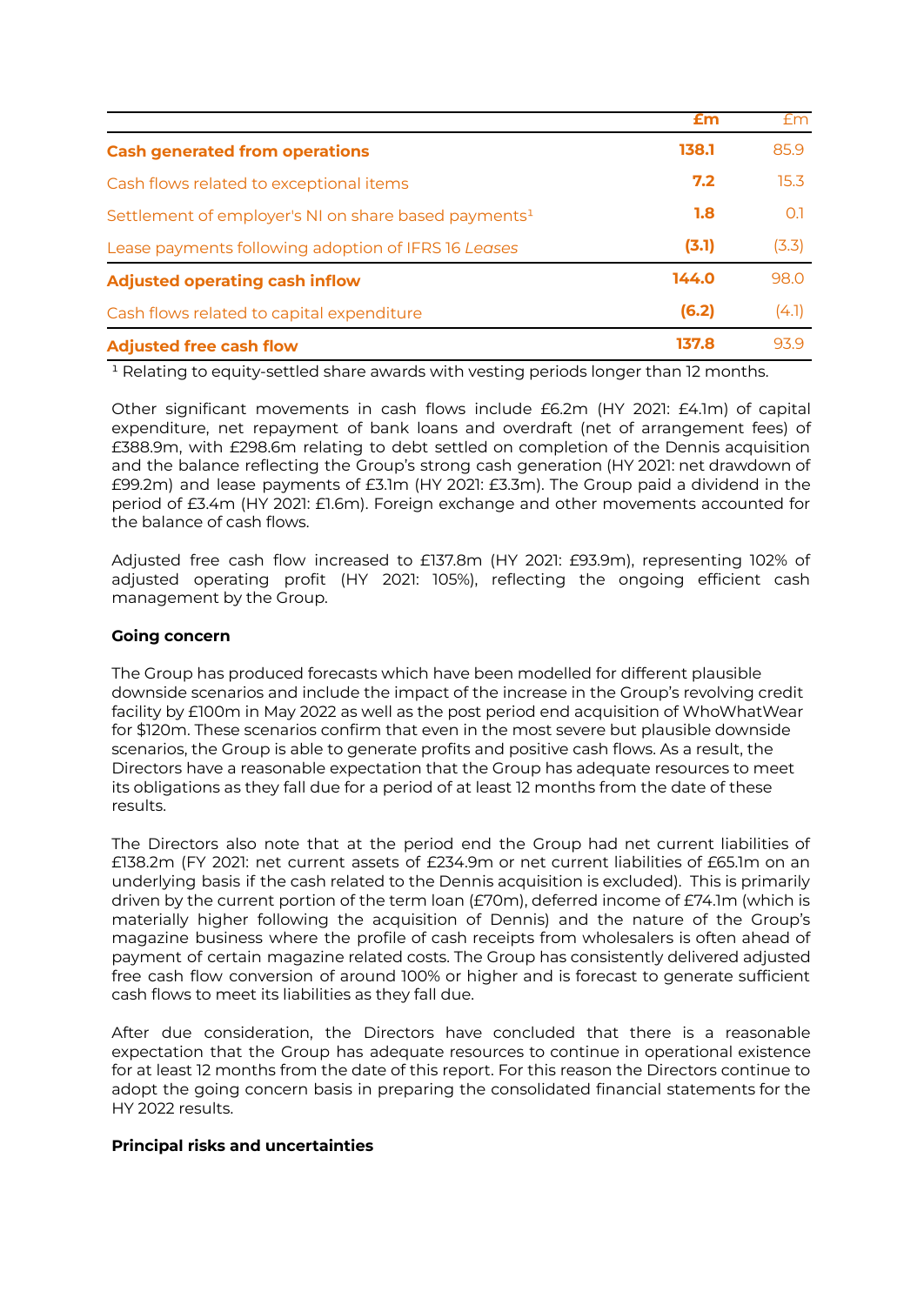| | £m | £m |
|---|---|---|
| **Cash generated from operations** | **138.1** | 85.9 |
| Cash flows related to exceptional items | **7.2** | 15.3 |
| Settlement of employer's NI on share based payments[1] | **1.8** | 0.1 |
| Lease payments following adoption of IFRS 16 *Leases* | **(3.1)** | (3.3) |
| **Adjusted operating cash inflow** | **144.0** | 98.0 |
| Cash flows related to capital expenditure | **(6.2)** | (4.1) |
| **Adjusted free cash flow** | **137.8** | 93.9 |

[1] Relating to equity-settled share awards with vesting periods longer than 12 months.

Other significant movements in cash flows include £6.2m (HY 2021: £4.1m) of capital expenditure, net repayment of bank loans and overdraft (net of arrangement fees) of £388.9m, with £298.6m relating to debt settled on completion of the Dennis acquisition and the balance reflecting the Group's strong cash generation (HY 2021: net drawdown of £99.2m) and lease payments of £3.1m (HY 2021: £3.3m). The Group paid a dividend in the period of £3.4m (HY 2021: £1.6m). Foreign exchange and other movements accounted for the balance of cash flows.

Adjusted free cash flow increased to £137.8m (HY 2021: £93.9m), representing 102% of adjusted operating profit (HY 2021: 105%), reflecting the ongoing efficient cash management by the Group.

**Going concern**

The Group has produced forecasts which have been modelled for different plausible downside scenarios and include the impact of the increase in the Group's revolving credit facility by £100m in May 2022 as well as the post period end acquisition of WhoWhatWear for $120m. These scenarios confirm that even in the most severe but plausible downside scenarios, the Group is able to generate profits and positive cash flows. As a result, the Directors have a reasonable expectation that the Group has adequate resources to meet its obligations as they fall due for a period of at least 12 months from the date of these results.

The Directors also note that at the period end the Group had net current liabilities of £138.2m (FY 2021: net current assets of £234.9m or net current liabilities of £65.1m on an underlying basis if the cash related to the Dennis acquisition is excluded). This is primarily driven by the current portion of the term loan (£70m), deferred income of £74.1m (which is materially higher following the acquisition of Dennis) and the nature of the Group's magazine business where the profile of cash receipts from wholesalers is often ahead of payment of certain magazine related costs. The Group has consistently delivered adjusted free cash flow conversion of around 100% or higher and is forecast to generate sufficient cash flows to meet its liabilities as they fall due.

After due consideration, the Directors have concluded that there is a reasonable expectation that the Group has adequate resources to continue in operational existence for at least 12 months from the date of this report. For this reason the Directors continue to adopt the going concern basis in preparing the consolidated financial statements for the HY 2022 results.

**Principal risks and uncertainties**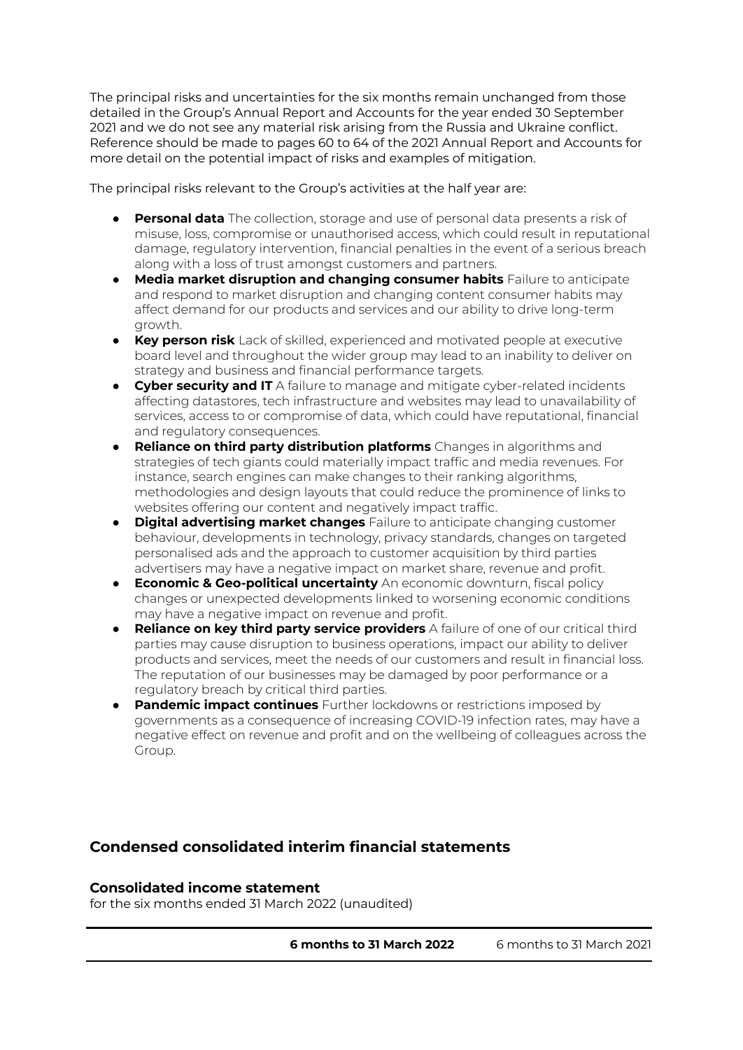The principal risks and uncertainties for the six months remain unchanged from those detailed in the Group's Annual Report and Accounts for the year ended 30 September 2021 and we do not see any material risk arising from the Russia and Ukraine conflict. Reference should be made to pages 60 to 64 of the 2021 Annual Report and Accounts for more detail on the potential impact of risks and examples of mitigation.

The principal risks relevant to the Group's activities at the half year are:

- **Personal data** The collection, storage and use of personal data presents a risk of misuse, loss, compromise or unauthorised access, which could result in reputational damage, regulatory intervention, financial penalties in the event of a serious breach along with a loss of trust amongst customers and partners.
- **Media market disruption and changing consumer habits** Failure to anticipate and respond to market disruption and changing content consumer habits may affect demand for our products and services and our ability to drive long-term growth.
- **Key person risk** Lack of skilled, experienced and motivated people at executive board level and throughout the wider group may lead to an inability to deliver on strategy and business and financial performance targets.
- **Cyber security and IT** A failure to manage and mitigate cyber-related incidents affecting datastores, tech infrastructure and websites may lead to unavailability of services, access to or compromise of data, which could have reputational, financial and regulatory consequences.
- **Reliance on third party distribution platforms** Changes in algorithms and strategies of tech giants could materially impact traffic and media revenues. For instance, search engines can make changes to their ranking algorithms, methodologies and design layouts that could reduce the prominence of links to websites offering our content and negatively impact traffic.
- **Digital advertising market changes** Failure to anticipate changing customer behaviour, developments in technology, privacy standards, changes on targeted personalised ads and the approach to customer acquisition by third parties advertisers may have a negative impact on market share, revenue and profit.
- **Economic & Geo-political uncertainty** An economic downturn, fiscal policy changes or unexpected developments linked to worsening economic conditions may have a negative impact on revenue and profit.
- **Reliance on key third party service providers** A failure of one of our critical third parties may cause disruption to business operations, impact our ability to deliver products and services, meet the needs of our customers and result in financial loss. The reputation of our businesses may be damaged by poor performance or a regulatory breach by critical third parties.
- **Pandemic impact continues** Further lockdowns or restrictions imposed by governments as a consequence of increasing COVID-19 infection rates, may have a negative effect on revenue and profit and on the wellbeing of colleagues across the Group.

## Condensed consolidated interim financial statements

### Consolidated income statement

for the six months ended 31 March 2022 (unaudited)

| | **6 months to 31 March 2022** | 6 months to 31 March 2021 |
|---|---|---|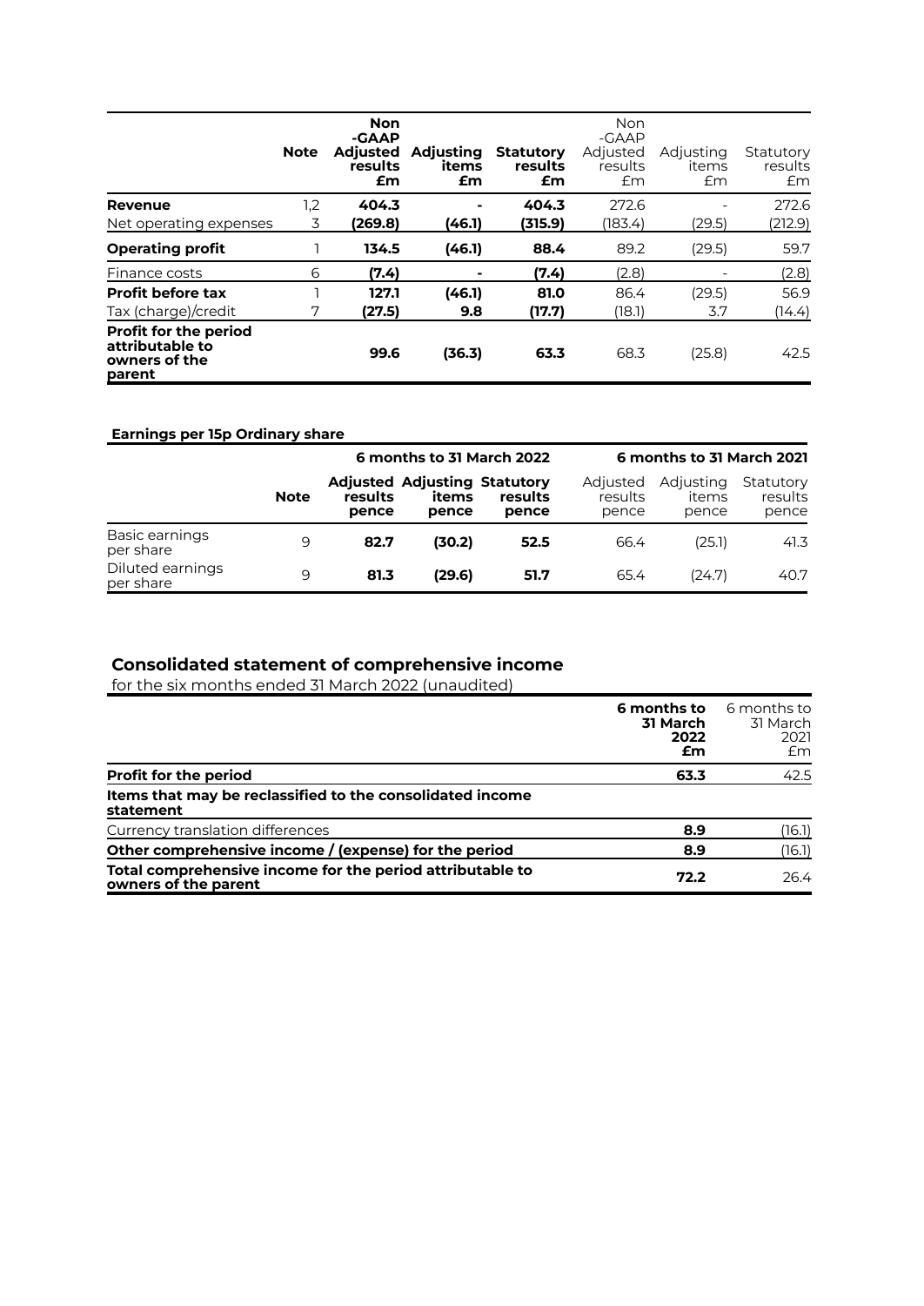| | Note | **Non-GAAP Adjusted results £m** | **Adjusting items £m** | **Statutory results £m** | Non-GAAP Adjusted results £m | Adjusting items £m | Statutory results £m |
|---|---|---|---|---|---|---|---|
| **Revenue** | 1,2 | **404.3** | **-** | **404.3** | 272.6 | - | 272.6 |
| Net operating expenses | 3 | **(269.8)** | **(46.1)** | **(315.9)** | (183.4) | (29.5) | (212.9) |
| **Operating profit** | 1 | **134.5** | **(46.1)** | **88.4** | 89.2 | (29.5) | 59.7 |
| Finance costs | 6 | **(7.4)** | **-** | **(7.4)** | (2.8) | - | (2.8) |
| **Profit before tax** | 1 | **127.1** | **(46.1)** | **81.0** | 86.4 | (29.5) | 56.9 |
| Tax (charge)/credit | 7 | **(27.5)** | **9.8** | **(17.7)** | (18.1) | 3.7 | (14.4) |
| **Profit for the period attributable to owners of the parent** | | **99.6** | **(36.3)** | **63.3** | 68.3 | (25.8) | 42.5 |

**Earnings per 15p Ordinary share**

| | | **6 months to 31 March 2022** | | | **6 months to 31 March 2021** | | |
|---|---|---|---|---|---|---|---|
| | **Note** | **Adjusted results pence** | **Adjusting items pence** | **Statutory results pence** | Adjusted results pence | Adjusting items pence | Statutory results pence |
| Basic earnings per share | 9 | **82.7** | **(30.2)** | **52.5** | 66.4 | (25.1) | 41.3 |
| Diluted earnings per share | 9 | **81.3** | **(29.6)** | **51.7** | 65.4 | (24.7) | 40.7 |

## Consolidated statement of comprehensive income

for the six months ended 31 March 2022 (unaudited)

| | **6 months to 31 March 2022 £m** | 6 months to 31 March 2021 £m |
|---|---|---|
| **Profit for the period** | **63.3** | 42.5 |
| **Items that may be reclassified to the consolidated income statement** | | |
| Currency translation differences | **8.9** | (16.1) |
| **Other comprehensive income / (expense) for the period** | **8.9** | (16.1) |
| **Total comprehensive income for the period attributable to owners of the parent** | **72.2** | 26.4 |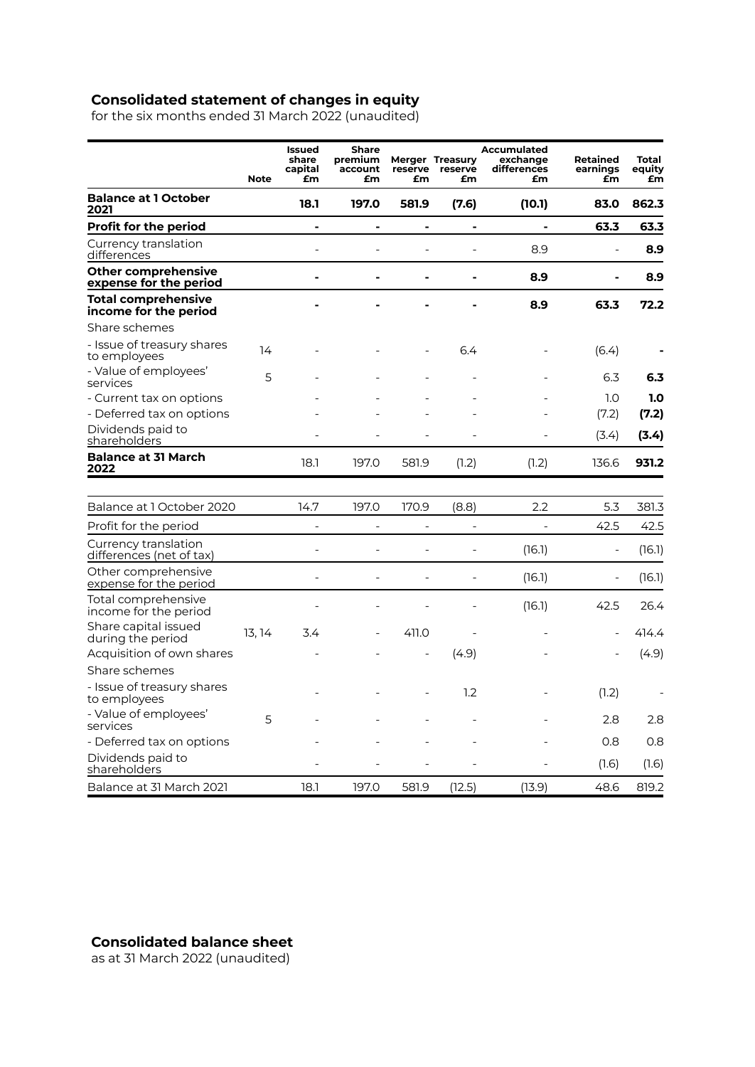## Consolidated statement of changes in equity

for the six months ended 31 March 2022 (unaudited)

| | Note | Issued share capital £m | Share premium account £m | Merger reserve £m | Treasury reserve £m | Accumulated exchange differences £m | Retained earnings £m | Total equity £m |
|---|---|---|---|---|---|---|---|---|
| **Balance at 1 October 2021** | | **18.1** | **197.0** | **581.9** | **(7.6)** | **(10.1)** | **83.0** | **862.3** |
| **Profit for the period** | | **-** | **-** | **-** | **-** | **-** | **63.3** | **63.3** |
| Currency translation differences | | - | - | - | - | 8.9 | - | **8.9** |
| **Other comprehensive expense for the period** | | **-** | **-** | **-** | **-** | **8.9** | **-** | **8.9** |
| **Total comprehensive income for the period** | | **-** | **-** | **-** | **-** | **8.9** | **63.3** | **72.2** |
| Share schemes | | | | | | | | |
| - Issue of treasury shares to employees | 14 | - | - | - | 6.4 | - | (6.4) | **-** |
| - Value of employees' services | 5 | - | - | - | - | - | 6.3 | **6.3** |
| - Current tax on options | | - | - | - | - | - | 1.0 | **1.0** |
| - Deferred tax on options | | - | - | - | - | - | (7.2) | **(7.2)** |
| Dividends paid to shareholders | | - | - | - | - | - | (3.4) | **(3.4)** |
| **Balance at 31 March 2022** | | 18.1 | 197.0 | 581.9 | (1.2) | (1.2) | 136.6 | **931.2** |
| | | | | | | | | |
| Balance at 1 October 2020 | | 14.7 | 197.0 | 170.9 | (8.8) | 2.2 | 5.3 | 381.3 |
| Profit for the period | | - | - | - | - | - | 42.5 | 42.5 |
| Currency translation differences (net of tax) | | - | - | - | - | (16.1) | - | (16.1) |
| Other comprehensive expense for the period | | - | - | - | - | (16.1) | - | (16.1) |
| Total comprehensive income for the period | | - | - | - | - | (16.1) | 42.5 | 26.4 |
| Share capital issued during the period | 13, 14 | 3.4 | - | 411.0 | - | - | - | 414.4 |
| Acquisition of own shares | | - | - | - | (4.9) | - | - | (4.9) |
| Share schemes | | | | | | | | |
| - Issue of treasury shares to employees | | - | - | - | 1.2 | - | (1.2) | - |
| - Value of employees' services | 5 | - | - | - | - | - | 2.8 | 2.8 |
| - Deferred tax on options | | - | - | - | - | - | 0.8 | 0.8 |
| Dividends paid to shareholders | | - | - | - | - | - | (1.6) | (1.6) |
| Balance at 31 March 2021 | | 18.1 | 197.0 | 581.9 | (12.5) | (13.9) | 48.6 | 819.2 |

## Consolidated balance sheet

as at 31 March 2022 (unaudited)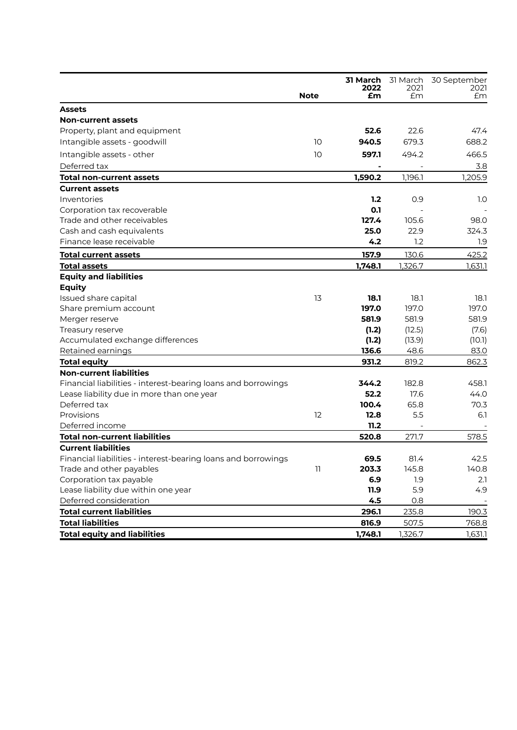| | Note | **31 March 2022 £m** | 31 March 2021 £m | 30 September 2021 £m |
|---|---|---|---|---|
| **Assets** | | | | |
| **Non-current assets** | | | | |
| Property, plant and equipment | | **52.6** | 22.6 | 47.4 |
| Intangible assets - goodwill | 10 | **940.5** | 679.3 | 688.2 |
| Intangible assets - other | 10 | **597.1** | 494.2 | 466.5 |
| Deferred tax | | **-** | - | 3.8 |
| **Total non-current assets** | | **1,590.2** | 1,196.1 | 1,205.9 |
| **Current assets** | | | | |
| Inventories | | **1.2** | 0.9 | 1.0 |
| Corporation tax recoverable | | **0.1** | - | - |
| Trade and other receivables | | **127.4** | 105.6 | 98.0 |
| Cash and cash equivalents | | **25.0** | 22.9 | 324.3 |
| Finance lease receivable | | **4.2** | 1.2 | 1.9 |
| **Total current assets** | | **157.9** | 130.6 | 425.2 |
| **Total assets** | | **1,748.1** | 1,326.7 | 1,631.1 |
| **Equity and liabilities** | | | | |
| **Equity** | | | | |
| Issued share capital | 13 | **18.1** | 18.1 | 18.1 |
| Share premium account | | **197.0** | 197.0 | 197.0 |
| Merger reserve | | **581.9** | 581.9 | 581.9 |
| Treasury reserve | | **(1.2)** | (12.5) | (7.6) |
| Accumulated exchange differences | | **(1.2)** | (13.9) | (10.1) |
| Retained earnings | | **136.6** | 48.6 | 83.0 |
| **Total equity** | | **931.2** | 819.2 | 862.3 |
| **Non-current liabilities** | | | | |
| Financial liabilities - interest-bearing loans and borrowings | | **344.2** | 182.8 | 458.1 |
| Lease liability due in more than one year | | **52.2** | 17.6 | 44.0 |
| Deferred tax | | **100.4** | 65.8 | 70.3 |
| Provisions | 12 | **12.8** | 5.5 | 6.1 |
| Deferred income | | **11.2** | - | - |
| **Total non-current liabilities** | | **520.8** | 271.7 | 578.5 |
| **Current liabilities** | | | | |
| Financial liabilities - interest-bearing loans and borrowings | | **69.5** | 81.4 | 42.5 |
| Trade and other payables | 11 | **203.3** | 145.8 | 140.8 |
| Corporation tax payable | | **6.9** | 1.9 | 2.1 |
| Lease liability due within one year | | **11.9** | 5.9 | 4.9 |
| Deferred consideration | | **4.5** | 0.8 | - |
| **Total current liabilities** | | **296.1** | 235.8 | 190.3 |
| **Total liabilities** | | **816.9** | 507.5 | 768.8 |
| **Total equity and liabilities** | | **1,748.1** | 1,326.7 | 1,631.1 |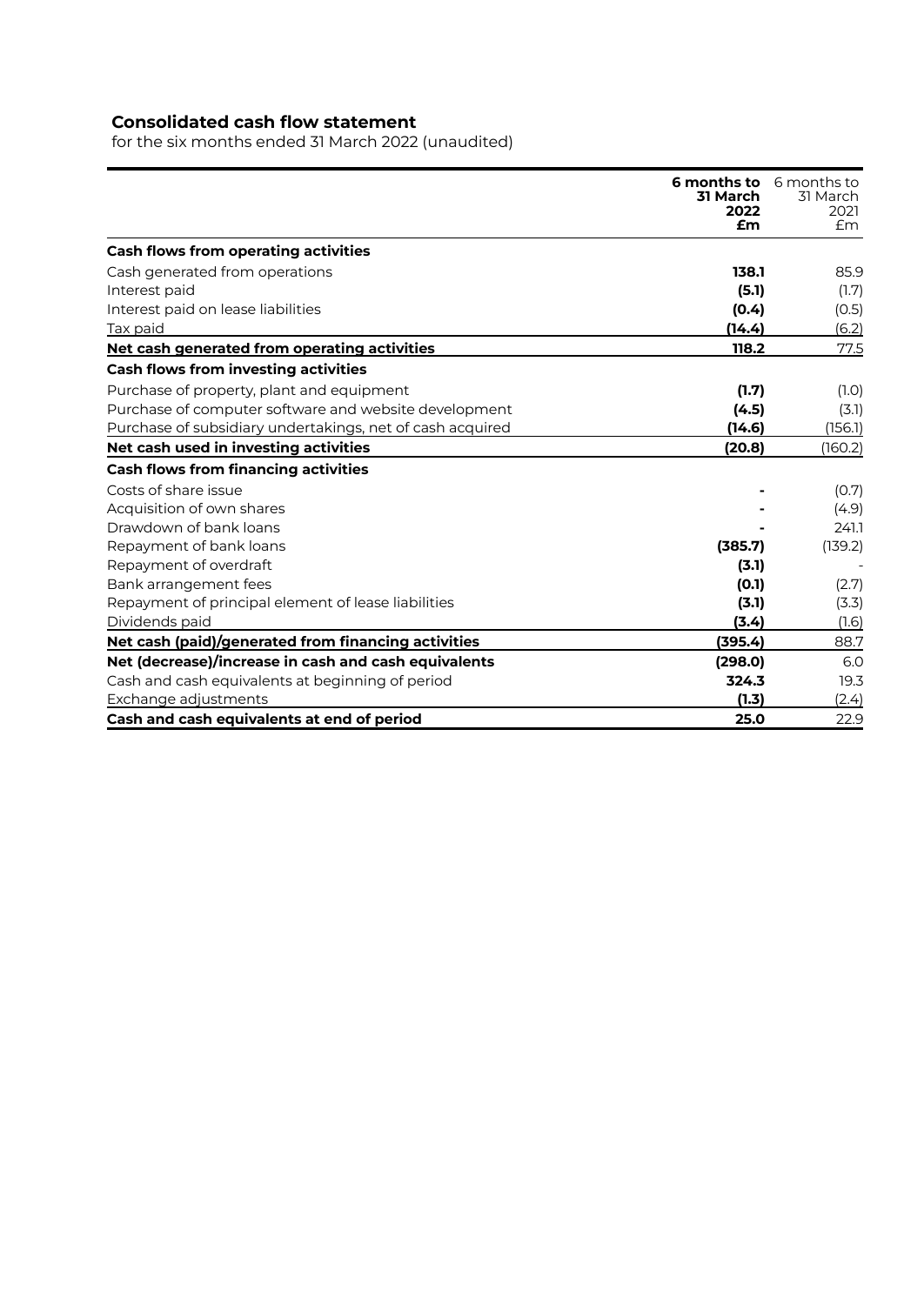**Consolidated cash flow statement**

for the six months ended 31 March 2022 (unaudited)

| | **6 months to 31 March 2022 £m** | 6 months to 31 March 2021 £m |
|---|---|---|
| **Cash flows from operating activities** | | |
| Cash generated from operations | **138.1** | 85.9 |
| Interest paid | **(5.1)** | (1.7) |
| Interest paid on lease liabilities | **(0.4)** | (0.5) |
| Tax paid | **(14.4)** | (6.2) |
| **Net cash generated from operating activities** | **118.2** | 77.5 |
| **Cash flows from investing activities** | | |
| Purchase of property, plant and equipment | **(1.7)** | (1.0) |
| Purchase of computer software and website development | **(4.5)** | (3.1) |
| Purchase of subsidiary undertakings, net of cash acquired | **(14.6)** | (156.1) |
| **Net cash used in investing activities** | **(20.8)** | (160.2) |
| **Cash flows from financing activities** | | |
| Costs of share issue | **-** | (0.7) |
| Acquisition of own shares | **-** | (4.9) |
| Drawdown of bank loans | **-** | 241.1 |
| Repayment of bank loans | **(385.7)** | (139.2) |
| Repayment of overdraft | **(3.1)** | - |
| Bank arrangement fees | **(0.1)** | (2.7) |
| Repayment of principal element of lease liabilities | **(3.1)** | (3.3) |
| Dividends paid | **(3.4)** | (1.6) |
| **Net cash (paid)/generated from financing activities** | **(395.4)** | 88.7 |
| **Net (decrease)/increase in cash and cash equivalents** | **(298.0)** | 6.0 |
| Cash and cash equivalents at beginning of period | **324.3** | 19.3 |
| Exchange adjustments | **(1.3)** | (2.4) |
| **Cash and cash equivalents at end of period** | **25.0** | 22.9 |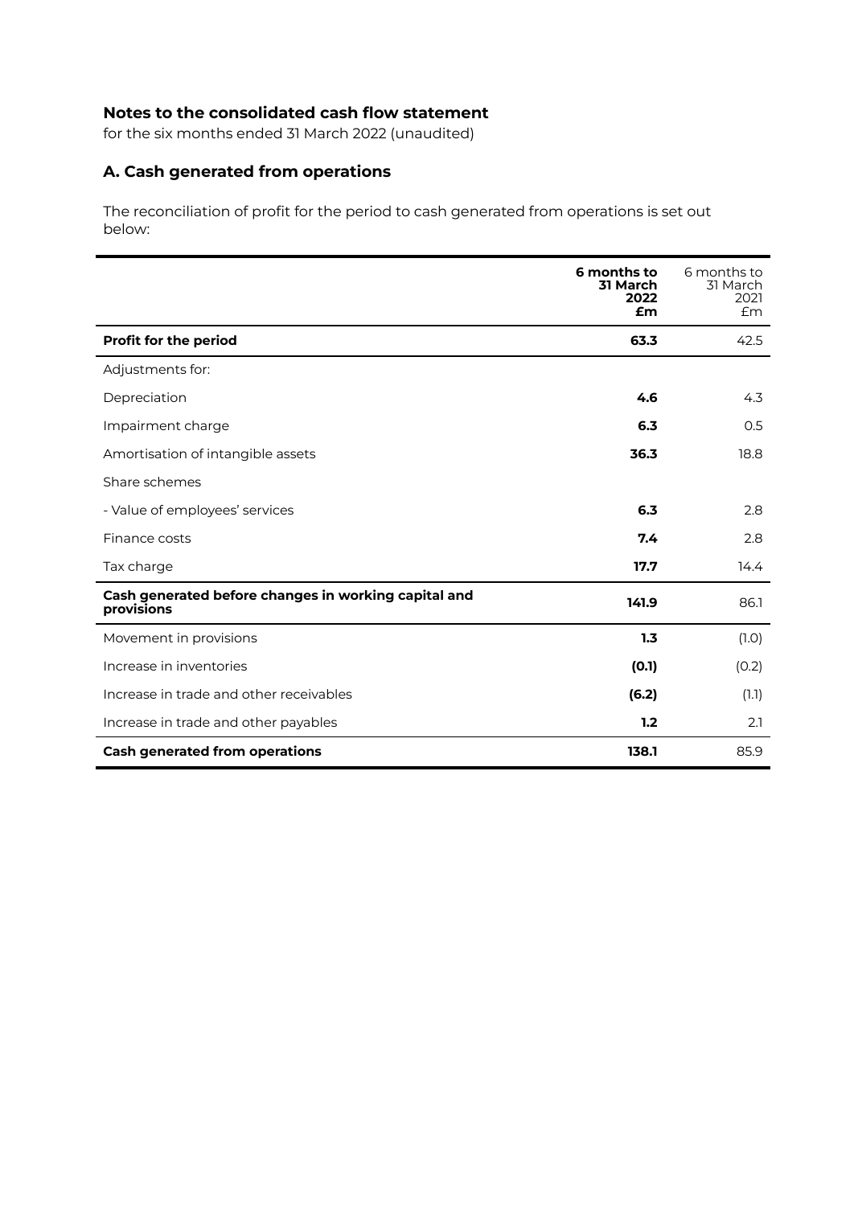## Notes to the consolidated cash flow statement

for the six months ended 31 March 2022 (unaudited)

### A. Cash generated from operations

The reconciliation of profit for the period to cash generated from operations is set out below:

| | **6 months to 31 March 2022 £m** | 6 months to 31 March 2021 £m |
|---|---|---|
| **Profit for the period** | **63.3** | 42.5 |
| Adjustments for: | | |
| Depreciation | **4.6** | 4.3 |
| Impairment charge | **6.3** | 0.5 |
| Amortisation of intangible assets | **36.3** | 18.8 |
| Share schemes | | |
| - Value of employees' services | **6.3** | 2.8 |
| Finance costs | **7.4** | 2.8 |
| Tax charge | **17.7** | 14.4 |
| **Cash generated before changes in working capital and provisions** | **141.9** | 86.1 |
| Movement in provisions | **1.3** | (1.0) |
| Increase in inventories | **(0.1)** | (0.2) |
| Increase in trade and other receivables | **(6.2)** | (1.1) |
| Increase in trade and other payables | **1.2** | 2.1 |
| **Cash generated from operations** | **138.1** | 85.9 |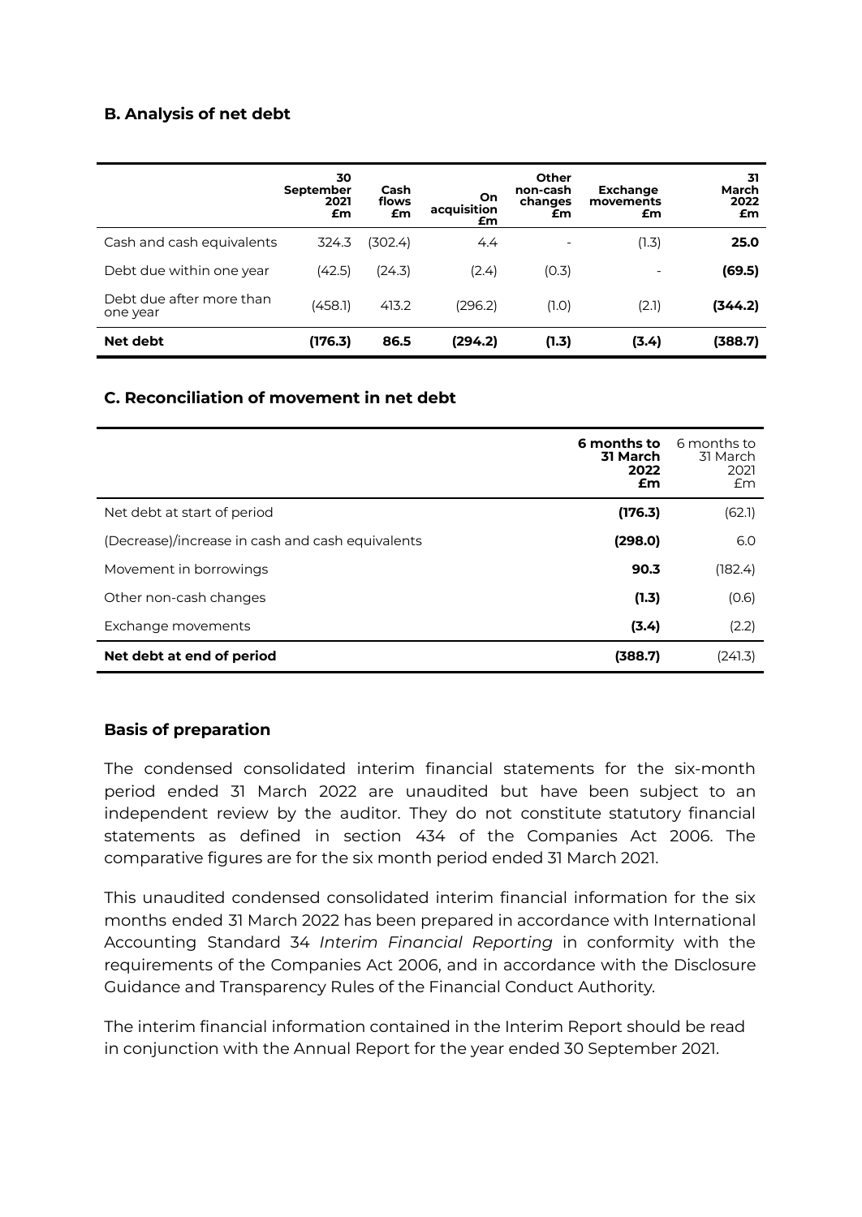### B. Analysis of net debt

| | 30 September 2021 £m | Cash flows £m | On acquisition £m | Other non-cash changes £m | Exchange movements £m | 31 March 2022 £m |
|---|---|---|---|---|---|---|
| Cash and cash equivalents | 324.3 | (302.4) | 4.4 | - | (1.3) | **25.0** |
| Debt due within one year | (42.5) | (24.3) | (2.4) | (0.3) | - | **(69.5)** |
| Debt due after more than one year | (458.1) | 413.2 | (296.2) | (1.0) | (2.1) | **(344.2)** |
| **Net debt** | **(176.3)** | **86.5** | **(294.2)** | **(1.3)** | **(3.4)** | **(388.7)** |

### C. Reconciliation of movement in net debt

| | **6 months to 31 March 2022 £m** | 6 months to 31 March 2021 £m |
|---|---|---|
| Net debt at start of period | **(176.3)** | (62.1) |
| (Decrease)/increase in cash and cash equivalents | **(298.0)** | 6.0 |
| Movement in borrowings | **90.3** | (182.4) |
| Other non-cash changes | **(1.3)** | (0.6) |
| Exchange movements | **(3.4)** | (2.2) |
| **Net debt at end of period** | **(388.7)** | (241.3) |

### Basis of preparation

The condensed consolidated interim financial statements for the six-month period ended 31 March 2022 are unaudited but have been subject to an independent review by the auditor. They do not constitute statutory financial statements as defined in section 434 of the Companies Act 2006. The comparative figures are for the six month period ended 31 March 2021.

This unaudited condensed consolidated interim financial information for the six months ended 31 March 2022 has been prepared in accordance with International Accounting Standard 34 *Interim Financial Reporting* in conformity with the requirements of the Companies Act 2006, and in accordance with the Disclosure Guidance and Transparency Rules of the Financial Conduct Authority.

The interim financial information contained in the Interim Report should be read in conjunction with the Annual Report for the year ended 30 September 2021.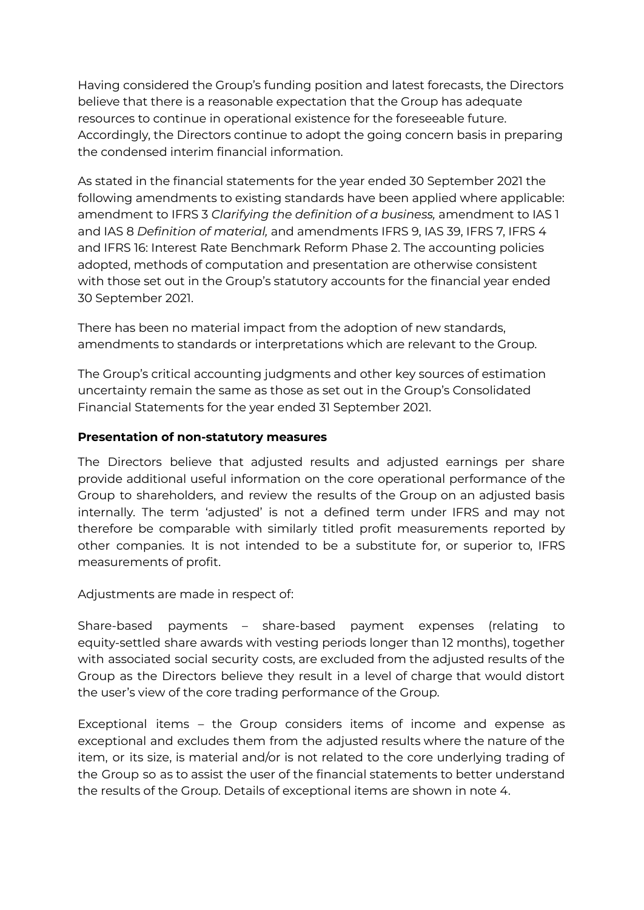Having considered the Group's funding position and latest forecasts, the Directors believe that there is a reasonable expectation that the Group has adequate resources to continue in operational existence for the foreseeable future. Accordingly, the Directors continue to adopt the going concern basis in preparing the condensed interim financial information.

As stated in the financial statements for the year ended 30 September 2021 the following amendments to existing standards have been applied where applicable: amendment to IFRS 3 *Clarifying the definition of a business,* amendment to IAS 1 and IAS 8 *Definition of material,* and amendments IFRS 9, IAS 39, IFRS 7, IFRS 4 and IFRS 16: Interest Rate Benchmark Reform Phase 2. The accounting policies adopted, methods of computation and presentation are otherwise consistent with those set out in the Group's statutory accounts for the financial year ended 30 September 2021.

There has been no material impact from the adoption of new standards, amendments to standards or interpretations which are relevant to the Group.

The Group's critical accounting judgments and other key sources of estimation uncertainty remain the same as those as set out in the Group's Consolidated Financial Statements for the year ended 31 September 2021.

**Presentation of non-statutory measures**

The Directors believe that adjusted results and adjusted earnings per share provide additional useful information on the core operational performance of the Group to shareholders, and review the results of the Group on an adjusted basis internally. The term 'adjusted' is not a defined term under IFRS and may not therefore be comparable with similarly titled profit measurements reported by other companies. It is not intended to be a substitute for, or superior to, IFRS measurements of profit.

Adjustments are made in respect of:

Share-based payments – share-based payment expenses (relating to equity-settled share awards with vesting periods longer than 12 months), together with associated social security costs, are excluded from the adjusted results of the Group as the Directors believe they result in a level of charge that would distort the user's view of the core trading performance of the Group.

Exceptional items – the Group considers items of income and expense as exceptional and excludes them from the adjusted results where the nature of the item, or its size, is material and/or is not related to the core underlying trading of the Group so as to assist the user of the financial statements to better understand the results of the Group. Details of exceptional items are shown in note 4.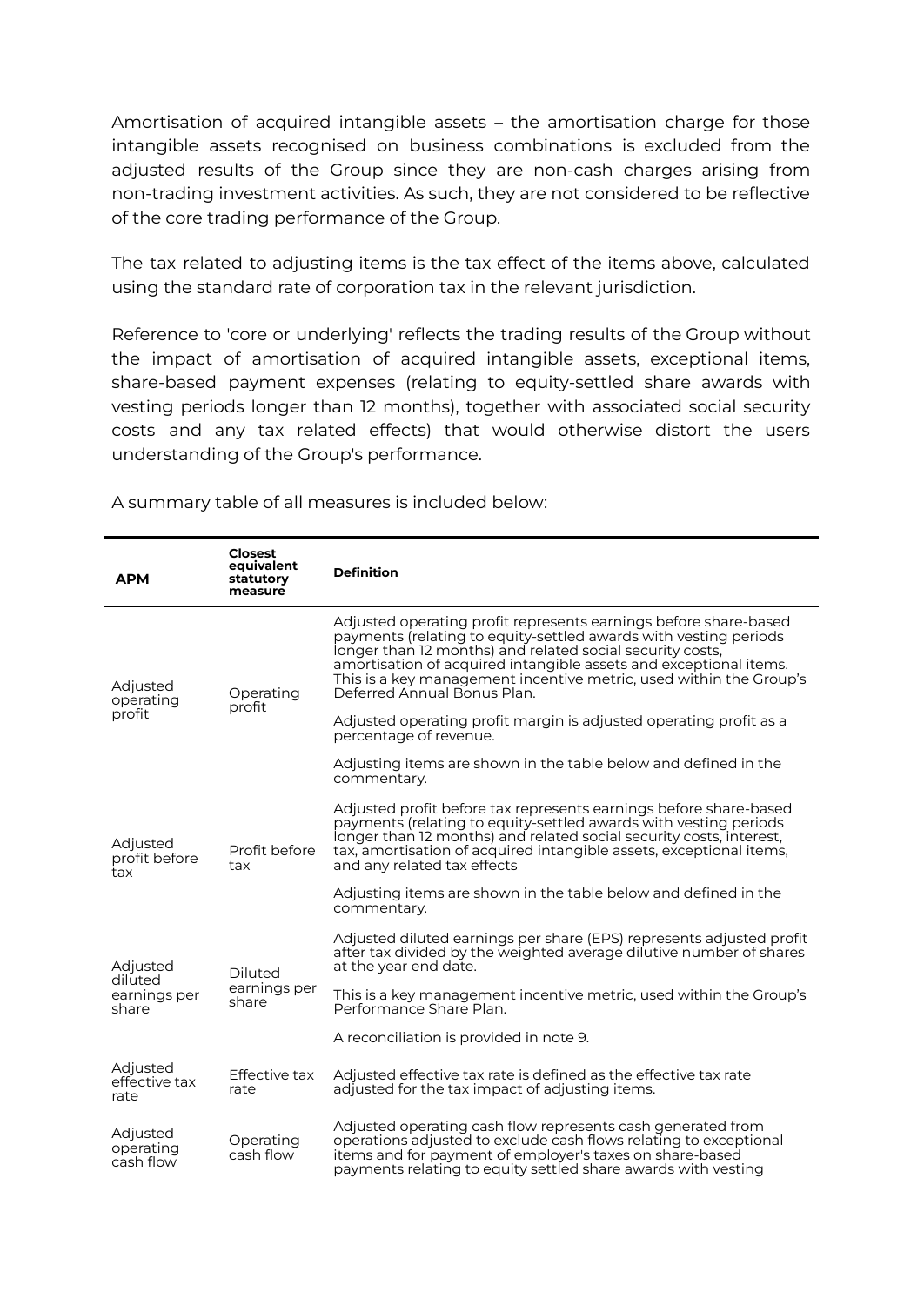Amortisation of acquired intangible assets – the amortisation charge for those intangible assets recognised on business combinations is excluded from the adjusted results of the Group since they are non-cash charges arising from non-trading investment activities. As such, they are not considered to be reflective of the core trading performance of the Group.

The tax related to adjusting items is the tax effect of the items above, calculated using the standard rate of corporation tax in the relevant jurisdiction.

Reference to 'core or underlying' reflects the trading results of the Group without the impact of amortisation of acquired intangible assets, exceptional items, share-based payment expenses (relating to equity-settled share awards with vesting periods longer than 12 months), together with associated social security costs and any tax related effects) that would otherwise distort the users understanding of the Group's performance.

A summary table of all measures is included below:

| APM | Closest equivalent statutory measure | Definition |
|---|---|---|
| Adjusted operating profit | Operating profit | Adjusted operating profit represents earnings before share-based payments (relating to equity-settled awards with vesting periods longer than 12 months) and related social security costs, amortisation of acquired intangible assets and exceptional items. This is a key management incentive metric, used within the Group's Deferred Annual Bonus Plan.<br><br>Adjusted operating profit margin is adjusted operating profit as a percentage of revenue.<br><br>Adjusting items are shown in the table below and defined in the commentary. |
| Adjusted profit before tax | Profit before tax | Adjusted profit before tax represents earnings before share-based payments (relating to equity-settled awards with vesting periods longer than 12 months) and related social security costs, interest, tax, amortisation of acquired intangible assets, exceptional items, and any related tax effects<br><br>Adjusting items are shown in the table below and defined in the commentary. |
| Adjusted diluted earnings per share | Diluted earnings per share | Adjusted diluted earnings per share (EPS) represents adjusted profit after tax divided by the weighted average dilutive number of shares at the year end date.<br><br>This is a key management incentive metric, used within the Group's Performance Share Plan.<br><br>A reconciliation is provided in note 9. |
| Adjusted effective tax rate | Effective tax rate | Adjusted effective tax rate is defined as the effective tax rate adjusted for the tax impact of adjusting items. |
| Adjusted operating cash flow | Operating cash flow | Adjusted operating cash flow represents cash generated from operations adjusted to exclude cash flows relating to exceptional items and for payment of employer's taxes on share-based payments relating to equity settled share awards with vesting |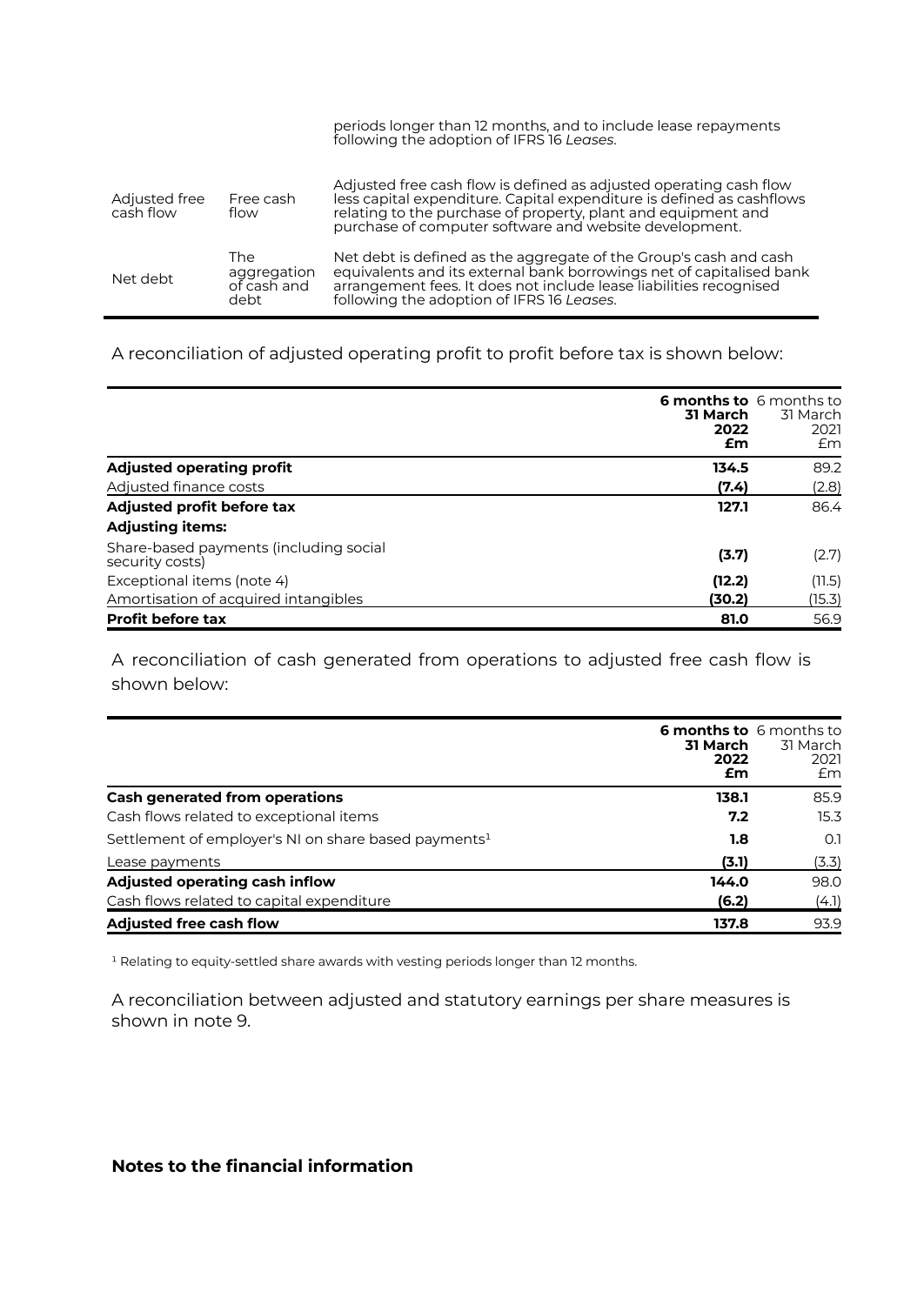| | | periods longer than 12 months, and to include lease repayments following the adoption of IFRS 16 *Leases*. |
|---|---|---|
| Adjusted free cash flow | Free cash flow | Adjusted free cash flow is defined as adjusted operating cash flow less capital expenditure. Capital expenditure is defined as cashflows relating to the purchase of property, plant and equipment and purchase of computer software and website development. |
| Net debt | The aggregation of cash and debt | Net debt is defined as the aggregate of the Group's cash and cash equivalents and its external bank borrowings net of capitalised bank arrangement fees. It does not include lease liabilities recognised following the adoption of IFRS 16 *Leases*. |

A reconciliation of adjusted operating profit to profit before tax is shown below:

| | **6 months to 31 March 2022 £m** | 6 months to 31 March 2021 £m |
|---|---|---|
| **Adjusted operating profit** | **134.5** | 89.2 |
| Adjusted finance costs | **(7.4)** | (2.8) |
| **Adjusted profit before tax** | **127.1** | 86.4 |
| **Adjusting items:** | | |
| Share-based payments (including social security costs) | **(3.7)** | (2.7) |
| Exceptional items (note 4) | **(12.2)** | (11.5) |
| Amortisation of acquired intangibles | **(30.2)** | (15.3) |
| **Profit before tax** | **81.0** | 56.9 |

A reconciliation of cash generated from operations to adjusted free cash flow is shown below:

| | **6 months to 31 March 2022 £m** | 6 months to 31 March 2021 £m |
|---|---|---|
| **Cash generated from operations** | **138.1** | 85.9 |
| Cash flows related to exceptional items | **7.2** | 15.3 |
| Settlement of employer's NI on share based payments[1] | **1.8** | 0.1 |
| Lease payments | **(3.1)** | (3.3) |
| **Adjusted operating cash inflow** | **144.0** | 98.0 |
| Cash flows related to capital expenditure | **(6.2)** | (4.1) |
| **Adjusted free cash flow** | **137.8** | 93.9 |

[1] Relating to equity-settled share awards with vesting periods longer than 12 months.

A reconciliation between adjusted and statutory earnings per share measures is shown in note 9.

## Notes to the financial information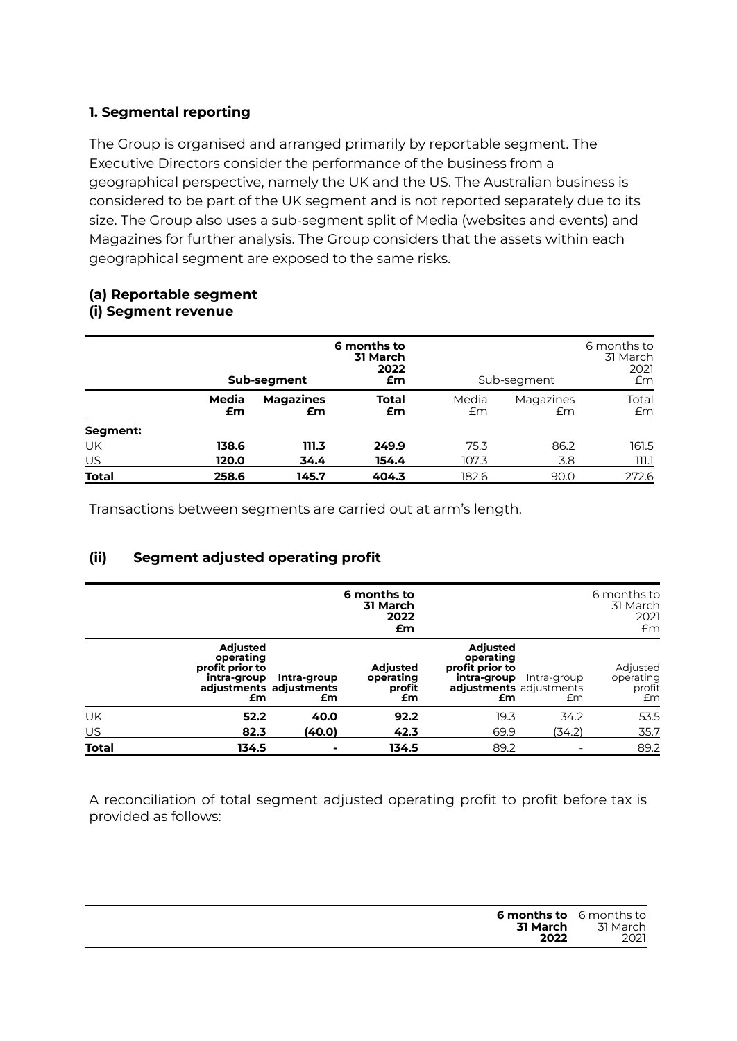### 1. Segmental reporting

The Group is organised and arranged primarily by reportable segment. The Executive Directors consider the performance of the business from a geographical perspective, namely the UK and the US. The Australian business is considered to be part of the UK segment and is not reported separately due to its size. The Group also uses a sub-segment split of Media (websites and events) and Magazines for further analysis. The Group considers that the assets within each geographical segment are exposed to the same risks.

#### (a) Reportable segment
#### (i) Segment revenue

| | Sub-segment | | 6 months to 31 March 2022 £m | Sub-segment | | 6 months to 31 March 2021 £m |
|---|---|---|---|---|---|---|
| | **Media £m** | **Magazines £m** | **Total £m** | Media £m | Magazines £m | Total £m |
| **Segment:** | | | | | | |
| UK | **138.6** | **111.3** | **249.9** | 75.3 | 86.2 | 161.5 |
| US | **120.0** | **34.4** | **154.4** | 107.3 | 3.8 | 111.1 |
| **Total** | **258.6** | **145.7** | **404.3** | 182.6 | 90.0 | 272.6 |

Transactions between segments are carried out at arm's length.

#### (ii) Segment adjusted operating profit

| | | | 6 months to 31 March 2022 £m | | | 6 months to 31 March 2021 £m |
|---|---|---|---|---|---|---|
| | **Adjusted operating profit prior to intra-group adjustments £m** | **Intra-group adjustments £m** | **Adjusted operating profit £m** | **Adjusted operating profit prior to intra-group adjustments £m** | Intra-group adjustments £m | Adjusted operating profit £m |
| UK | **52.2** | **40.0** | **92.2** | 19.3 | 34.2 | 53.5 |
| US | **82.3** | **(40.0)** | **42.3** | 69.9 | (34.2) | 35.7 |
| **Total** | **134.5** | **-** | **134.5** | 89.2 | - | 89.2 |

A reconciliation of total segment adjusted operating profit to profit before tax is provided as follows:

| | **6 months to 31 March 2022** | 6 months to 31 March 2021 |
|---|---|---|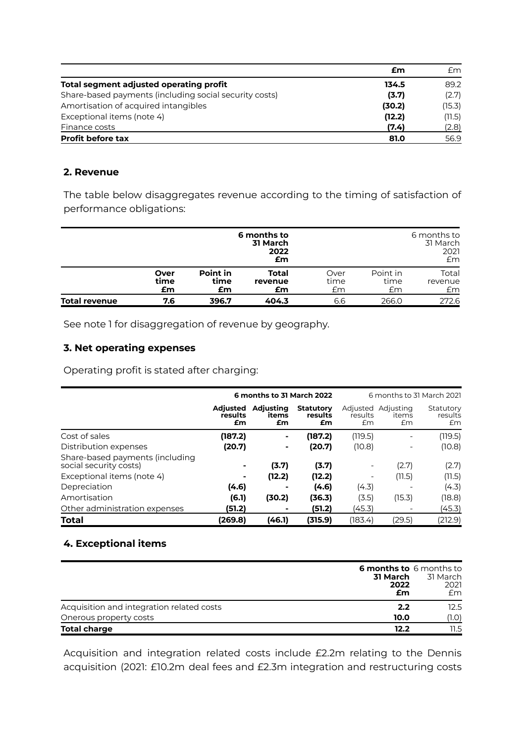| | £m | £m |
|---|---|---|
| **Total segment adjusted operating profit** | **134.5** | 89.2 |
| Share-based payments (including social security costs) | **(3.7)** | (2.7) |
| Amortisation of acquired intangibles | **(30.2)** | (15.3) |
| Exceptional items (note 4) | **(12.2)** | (11.5) |
| Finance costs | **(7.4)** | (2.8) |
| **Profit before tax** | **81.0** | 56.9 |

## 2. Revenue

The table below disaggregates revenue according to the timing of satisfaction of performance obligations:

| | | | **6 months to 31 March 2022 £m** | | | 6 months to 31 March 2021 £m |
|---|---|---|---|---|---|---|
| | **Over time £m** | **Point in time £m** | **Total revenue £m** | Over time £m | Point in time £m | Total revenue £m |
| **Total revenue** | **7.6** | **396.7** | **404.3** | 6.6 | 266.0 | 272.6 |

See note 1 for disaggregation of revenue by geography.

## 3. Net operating expenses

Operating profit is stated after charging:

| | **6 months to 31 March 2022** | | | 6 months to 31 March 2021 | | |
|---|---|---|---|---|---|---|
| | **Adjusted results £m** | **Adjusting items £m** | **Statutory results £m** | Adjusted results £m | Adjusting items £m | Statutory results £m |
| Cost of sales | **(187.2)** | **-** | **(187.2)** | (119.5) | - | (119.5) |
| Distribution expenses | **(20.7)** | **-** | **(20.7)** | (10.8) | - | (10.8) |
| Share-based payments (including social security costs) | **-** | **(3.7)** | **(3.7)** | - | (2.7) | (2.7) |
| Exceptional items (note 4) | **-** | **(12.2)** | **(12.2)** | - | (11.5) | (11.5) |
| Depreciation | **(4.6)** | **-** | **(4.6)** | (4.3) | - | (4.3) |
| Amortisation | **(6.1)** | **(30.2)** | **(36.3)** | (3.5) | (15.3) | (18.8) |
| Other administration expenses | **(51.2)** | **-** | **(51.2)** | (45.3) | - | (45.3) |
| **Total** | **(269.8)** | **(46.1)** | **(315.9)** | (183.4) | (29.5) | (212.9) |

## 4. Exceptional items

| | **6 months to 31 March 2022 £m** | 6 months to 31 March 2021 £m |
|---|---|---|
| Acquisition and integration related costs | **2.2** | 12.5 |
| Onerous property costs | **10.0** | (1.0) |
| **Total charge** | **12.2** | 11.5 |

Acquisition and integration related costs include £2.2m relating to the Dennis acquisition (2021: £10.2m deal fees and £2.3m integration and restructuring costs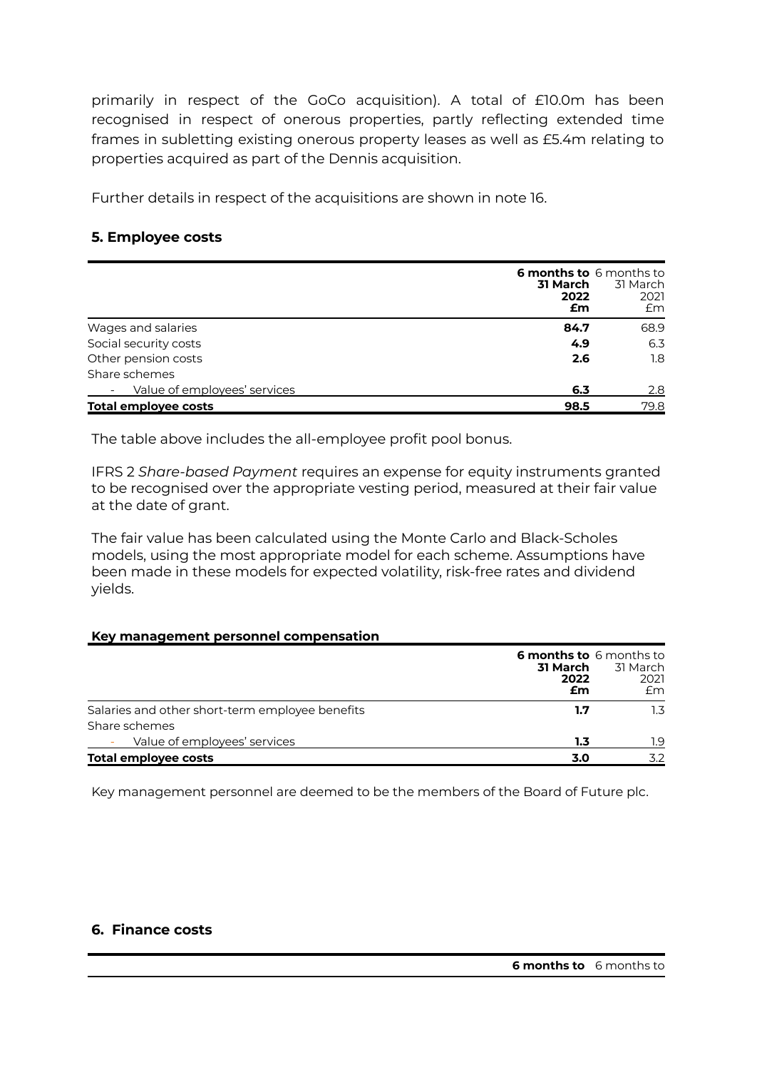primarily in respect of the GoCo acquisition). A total of £10.0m has been recognised in respect of onerous properties, partly reflecting extended time frames in subletting existing onerous property leases as well as £5.4m relating to properties acquired as part of the Dennis acquisition.

Further details in respect of the acquisitions are shown in note 16.

## 5. Employee costs

| | **6 months to 31 March 2022 £m** | 6 months to 31 March 2021 £m |
|---|---|---|
| Wages and salaries | **84.7** | 68.9 |
| Social security costs | **4.9** | 6.3 |
| Other pension costs | **2.6** | 1.8 |
| Share schemes | | |
| - Value of employees' services | **6.3** | 2.8 |
| **Total employee costs** | **98.5** | 79.8 |

The table above includes the all-employee profit pool bonus.

IFRS 2 *Share-based Payment* requires an expense for equity instruments granted to be recognised over the appropriate vesting period, measured at their fair value at the date of grant.

The fair value has been calculated using the Monte Carlo and Black-Scholes models, using the most appropriate model for each scheme. Assumptions have been made in these models for expected volatility, risk-free rates and dividend yields.

**Key management personnel compensation**

| | **6 months to 31 March 2022 £m** | 6 months to 31 March 2021 £m |
|---|---|---|
| Salaries and other short-term employee benefits | **1.7** | 1.3 |
| Share schemes | | |
| - Value of employees' services | **1.3** | 1.9 |
| **Total employee costs** | **3.0** | 3.2 |

Key management personnel are deemed to be the members of the Board of Future plc.

## 6. Finance costs

| | **6 months to** | 6 months to |
|---|---|---|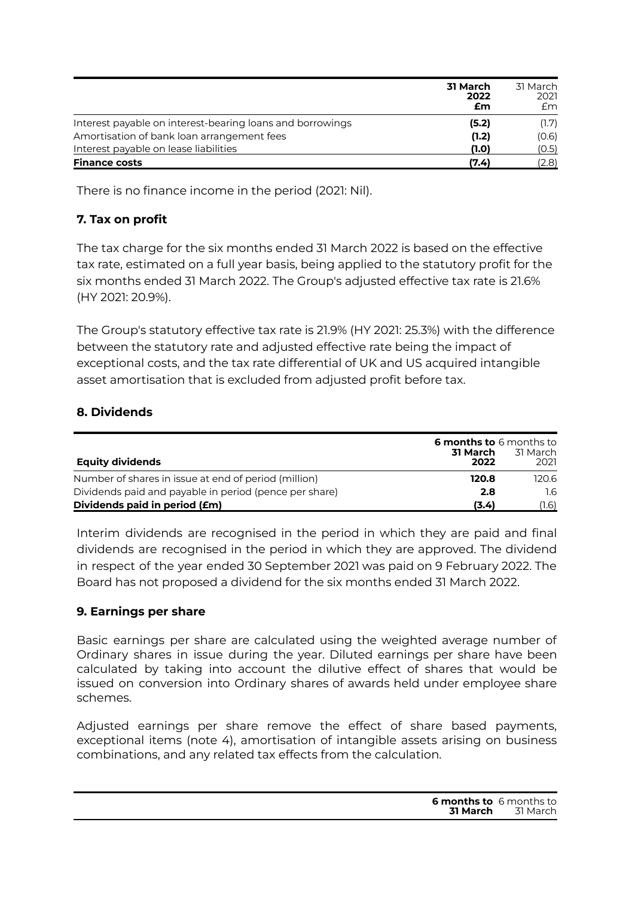| | 31 March 2022 £m | 31 March 2021 £m |
|---|---|---|
| Interest payable on interest-bearing loans and borrowings | **(5.2)** | (1.7) |
| Amortisation of bank loan arrangement fees | **(1.2)** | (0.6) |
| Interest payable on lease liabilities | **(1.0)** | (0.5) |
| **Finance costs** | **(7.4)** | (2.8) |

There is no finance income in the period (2021: Nil).

### 7. Tax on profit

The tax charge for the six months ended 31 March 2022 is based on the effective tax rate, estimated on a full year basis, being applied to the statutory profit for the six months ended 31 March 2022. The Group's adjusted effective tax rate is 21.6% (HY 2021: 20.9%).

The Group's statutory effective tax rate is 21.9% (HY 2021: 25.3%) with the difference between the statutory rate and adjusted effective rate being the impact of exceptional costs, and the tax rate differential of UK and US acquired intangible asset amortisation that is excluded from adjusted profit before tax.

### 8. Dividends

| Equity dividends | 6 months to 31 March 2022 | 6 months to 31 March 2021 |
|---|---|---|
| Number of shares in issue at end of period (million) | **120.8** | 120.6 |
| Dividends paid and payable in period (pence per share) | **2.8** | 1.6 |
| **Dividends paid in period (£m)** | **(3.4)** | (1.6) |

Interim dividends are recognised in the period in which they are paid and final dividends are recognised in the period in which they are approved. The dividend in respect of the year ended 30 September 2021 was paid on 9 February 2022. The Board has not proposed a dividend for the six months ended 31 March 2022.

### 9. Earnings per share

Basic earnings per share are calculated using the weighted average number of Ordinary shares in issue during the year. Diluted earnings per share have been calculated by taking into account the dilutive effect of shares that would be issued on conversion into Ordinary shares of awards held under employee share schemes.

Adjusted earnings per share remove the effect of share based payments, exceptional items (note 4), amortisation of intangible assets arising on business combinations, and any related tax effects from the calculation.

| | 6 months to 31 March | 6 months to 31 March |
|---|---|---|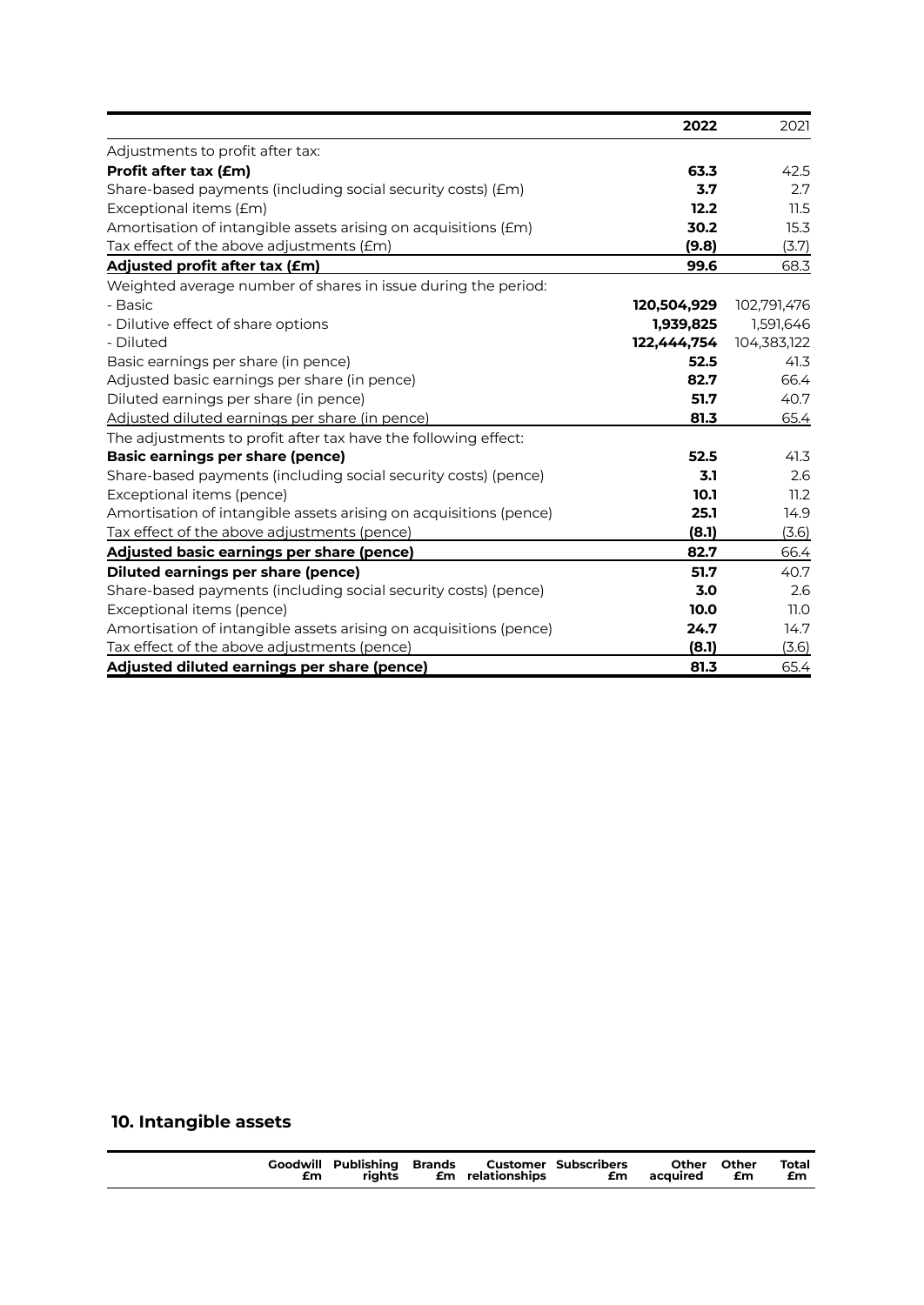| | 2022 | 2021 |
|---|---|---|
| Adjustments to profit after tax: | | |
| **Profit after tax (£m)** | **63.3** | 42.5 |
| Share-based payments (including social security costs) (£m) | **3.7** | 2.7 |
| Exceptional items (£m) | **12.2** | 11.5 |
| Amortisation of intangible assets arising on acquisitions (£m) | **30.2** | 15.3 |
| Tax effect of the above adjustments (£m) | **(9.8)** | (3.7) |
| **Adjusted profit after tax (£m)** | **99.6** | 68.3 |
| Weighted average number of shares in issue during the period: | | |
| - Basic | **120,504,929** | 102,791,476 |
| - Dilutive effect of share options | **1,939,825** | 1,591,646 |
| - Diluted | **122,444,754** | 104,383,122 |
| Basic earnings per share (in pence) | **52.5** | 41.3 |
| Adjusted basic earnings per share (in pence) | **82.7** | 66.4 |
| Diluted earnings per share (in pence) | **51.7** | 40.7 |
| Adjusted diluted earnings per share (in pence) | **81.3** | 65.4 |
| The adjustments to profit after tax have the following effect: | | |
| **Basic earnings per share (pence)** | **52.5** | 41.3 |
| Share-based payments (including social security costs) (pence) | **3.1** | 2.6 |
| Exceptional items (pence) | **10.1** | 11.2 |
| Amortisation of intangible assets arising on acquisitions (pence) | **25.1** | 14.9 |
| Tax effect of the above adjustments (pence) | **(8.1)** | (3.6) |
| **Adjusted basic earnings per share (pence)** | **82.7** | 66.4 |
| **Diluted earnings per share (pence)** | **51.7** | 40.7 |
| Share-based payments (including social security costs) (pence) | **3.0** | 2.6 |
| Exceptional items (pence) | **10.0** | 11.0 |
| Amortisation of intangible assets arising on acquisitions (pence) | **24.7** | 14.7 |
| Tax effect of the above adjustments (pence) | **(8.1)** | (3.6) |
| **Adjusted diluted earnings per share (pence)** | **81.3** | 65.4 |

## 10. Intangible assets

| | Goodwill £m | Publishing rights | Brands £m | Customer relationships | Subscribers £m | Other acquired | Other £m | Total £m |
|---|---|---|---|---|---|---|---|---|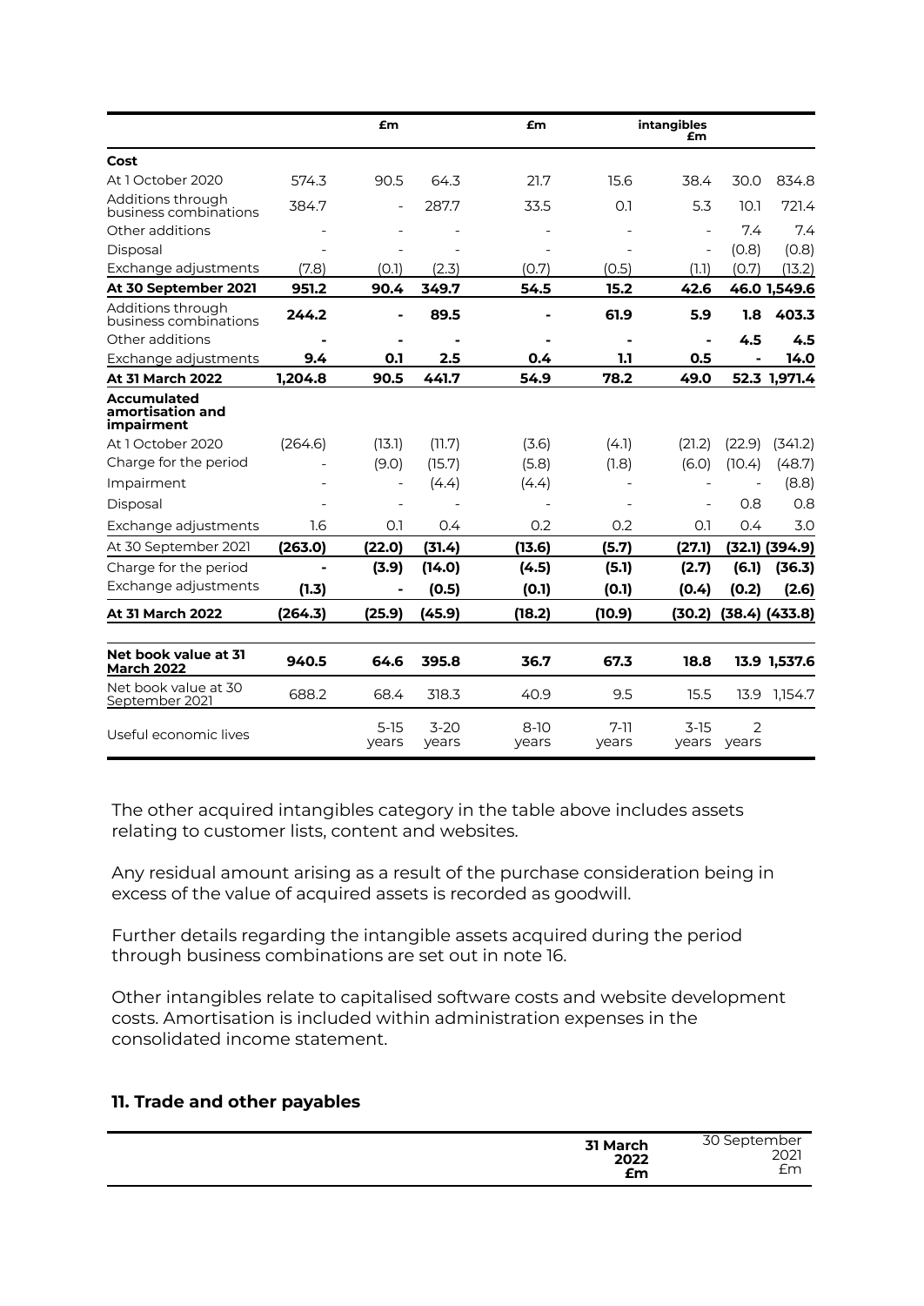| | | £m | | £m | | intangibles £m | | |
|---|---|---|---|---|---|---|---|---|
| **Cost** | | | | | | | | |
| At 1 October 2020 | 574.3 | 90.5 | 64.3 | 21.7 | 15.6 | 38.4 | 30.0 | 834.8 |
| Additions through business combinations | 384.7 | - | 287.7 | 33.5 | 0.1 | 5.3 | 10.1 | 721.4 |
| Other additions | - | - | - | - | - | - | 7.4 | 7.4 |
| Disposal | - | - | - | - | - | - | (0.8) | (0.8) |
| Exchange adjustments | (7.8) | (0.1) | (2.3) | (0.7) | (0.5) | (1.1) | (0.7) | (13.2) |
| **At 30 September 2021** | **951.2** | **90.4** | **349.7** | **54.5** | **15.2** | **42.6** | **46.0** | **1,549.6** |
| Additions through business combinations | **244.2** | **-** | **89.5** | **-** | **61.9** | **5.9** | **1.8** | **403.3** |
| Other additions | **-** | **-** | **-** | **-** | **-** | **-** | **4.5** | **4.5** |
| Exchange adjustments | **9.4** | **0.1** | **2.5** | **0.4** | **1.1** | **0.5** | **-** | **14.0** |
| **At 31 March 2022** | **1,204.8** | **90.5** | **441.7** | **54.9** | **78.2** | **49.0** | **52.3** | **1,971.4** |
| **Accumulated amortisation and impairment** | | | | | | | | |
| At 1 October 2020 | (264.6) | (13.1) | (11.7) | (3.6) | (4.1) | (21.2) | (22.9) | (341.2) |
| Charge for the period | - | (9.0) | (15.7) | (5.8) | (1.8) | (6.0) | (10.4) | (48.7) |
| Impairment | - | - | (4.4) | (4.4) | - | - | - | (8.8) |
| Disposal | - | - | - | - | - | - | 0.8 | 0.8 |
| Exchange adjustments | 1.6 | 0.1 | 0.4 | 0.2 | 0.2 | 0.1 | 0.4 | 3.0 |
| At 30 September 2021 | **(263.0)** | **(22.0)** | **(31.4)** | **(13.6)** | **(5.7)** | **(27.1)** | **(32.1)** | **(394.9)** |
| Charge for the period | **-** | **(3.9)** | **(14.0)** | **(4.5)** | **(5.1)** | **(2.7)** | **(6.1)** | **(36.3)** |
| Exchange adjustments | **(1.3)** | **-** | **(0.5)** | **(0.1)** | **(0.1)** | **(0.4)** | **(0.2)** | **(2.6)** |
| **At 31 March 2022** | **(264.3)** | **(25.9)** | **(45.9)** | **(18.2)** | **(10.9)** | **(30.2)** | **(38.4)** | **(433.8)** |
| **Net book value at 31 March 2022** | **940.5** | **64.6** | **395.8** | **36.7** | **67.3** | **18.8** | **13.9** | **1,537.6** |
| Net book value at 30 September 2021 | 688.2 | 68.4 | 318.3 | 40.9 | 9.5 | 15.5 | 13.9 | 1,154.7 |
| Useful economic lives | | 5-15 years | 3-20 years | 8-10 years | 7-11 years | 3-15 years | 2 years | |

The other acquired intangibles category in the table above includes assets relating to customer lists, content and websites.

Any residual amount arising as a result of the purchase consideration being in excess of the value of acquired assets is recorded as goodwill.

Further details regarding the intangible assets acquired during the period through business combinations are set out in note 16.

Other intangibles relate to capitalised software costs and website development costs. Amortisation is included within administration expenses in the consolidated income statement.

## 11. Trade and other payables

| | **31 March 2022 £m** | 30 September 2021 £m |
|---|---|---|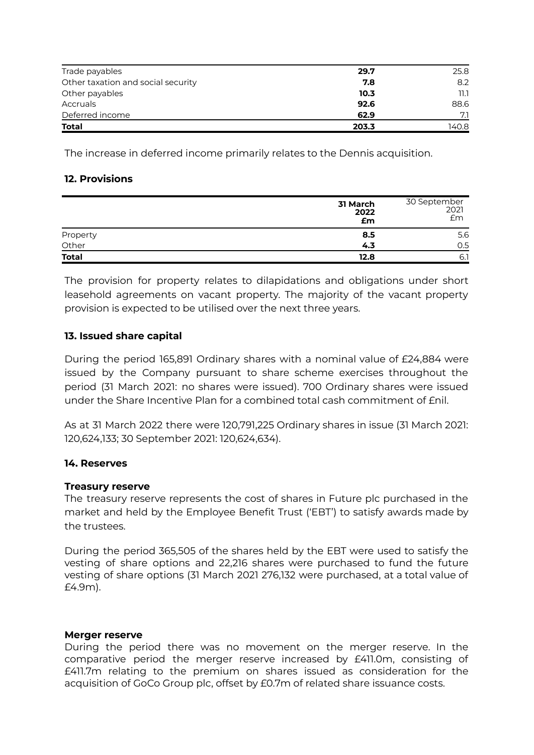| | | |
|---|---|---|
| Trade payables | **29.7** | 25.8 |
| Other taxation and social security | **7.8** | 8.2 |
| Other payables | **10.3** | 11.1 |
| Accruals | **92.6** | 88.6 |
| Deferred income | **62.9** | 7.1 |
| **Total** | **203.3** | 140.8 |

The increase in deferred income primarily relates to the Dennis acquisition.

### 12. Provisions

| | 31 March 2022 £m | 30 September 2021 £m |
|---|---|---|
| Property | **8.5** | 5.6 |
| Other | **4.3** | 0.5 |
| **Total** | **12.8** | 6.1 |

The provision for property relates to dilapidations and obligations under short leasehold agreements on vacant property. The majority of the vacant property provision is expected to be utilised over the next three years.

### 13. Issued share capital

During the period 165,891 Ordinary shares with a nominal value of £24,884 were issued by the Company pursuant to share scheme exercises throughout the period (31 March 2021: no shares were issued). 700 Ordinary shares were issued under the Share Incentive Plan for a combined total cash commitment of £nil.

As at 31 March 2022 there were 120,791,225 Ordinary shares in issue (31 March 2021: 120,624,133; 30 September 2021: 120,624,634).

### 14. Reserves

**Treasury reserve**

The treasury reserve represents the cost of shares in Future plc purchased in the market and held by the Employee Benefit Trust ('EBT') to satisfy awards made by the trustees.

During the period 365,505 of the shares held by the EBT were used to satisfy the vesting of share options and 22,216 shares were purchased to fund the future vesting of share options (31 March 2021 276,132 were purchased, at a total value of £4.9m).

**Merger reserve**

During the period there was no movement on the merger reserve. In the comparative period the merger reserve increased by £411.0m, consisting of £411.7m relating to the premium on shares issued as consideration for the acquisition of GoCo Group plc, offset by £0.7m of related share issuance costs.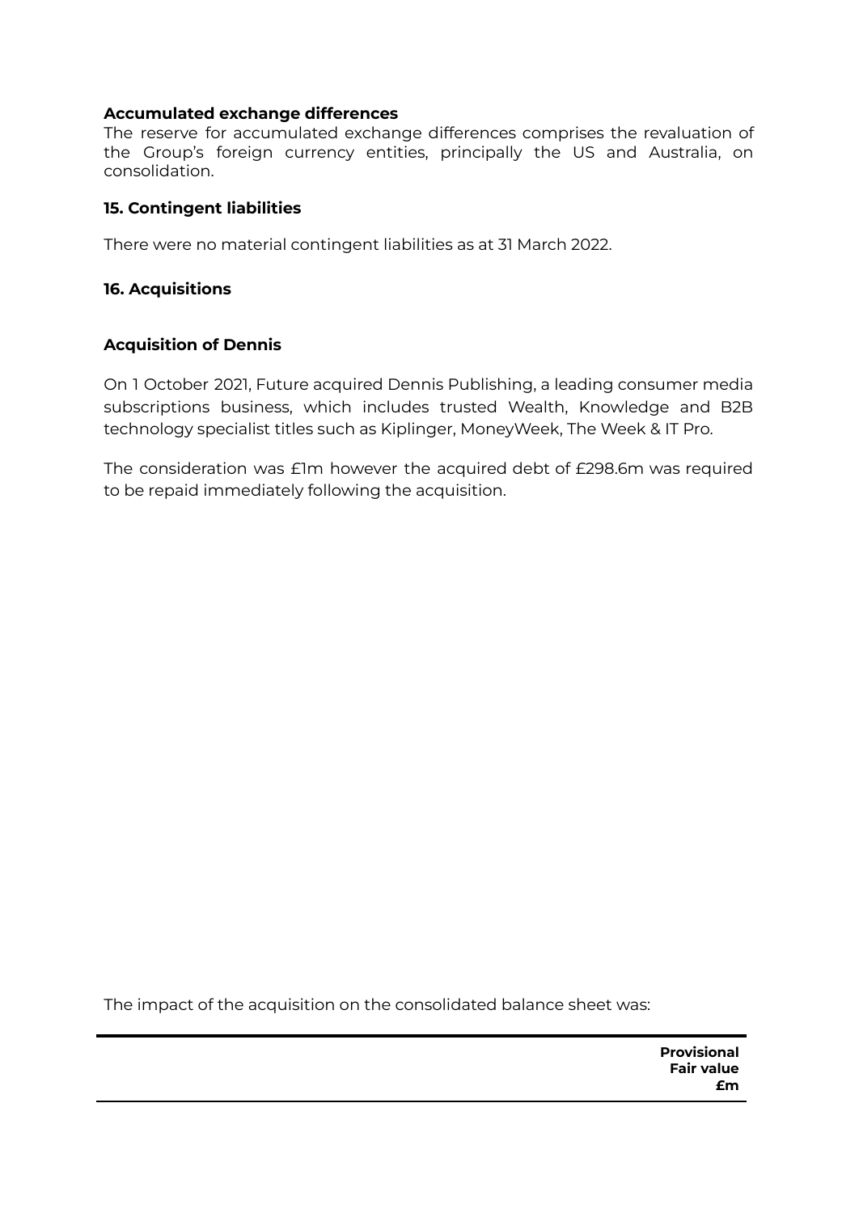**Accumulated exchange differences**

The reserve for accumulated exchange differences comprises the revaluation of the Group's foreign currency entities, principally the US and Australia, on consolidation.

**15. Contingent liabilities**

There were no material contingent liabilities as at 31 March 2022.

**16. Acquisitions**

**Acquisition of Dennis**

On 1 October 2021, Future acquired Dennis Publishing, a leading consumer media subscriptions business, which includes trusted Wealth, Knowledge and B2B technology specialist titles such as Kiplinger, MoneyWeek, The Week & IT Pro.

The consideration was £1m however the acquired debt of £298.6m was required to be repaid immediately following the acquisition.

The impact of the acquisition on the consolidated balance sheet was:

| | **Provisional Fair value £m** |
|---|---|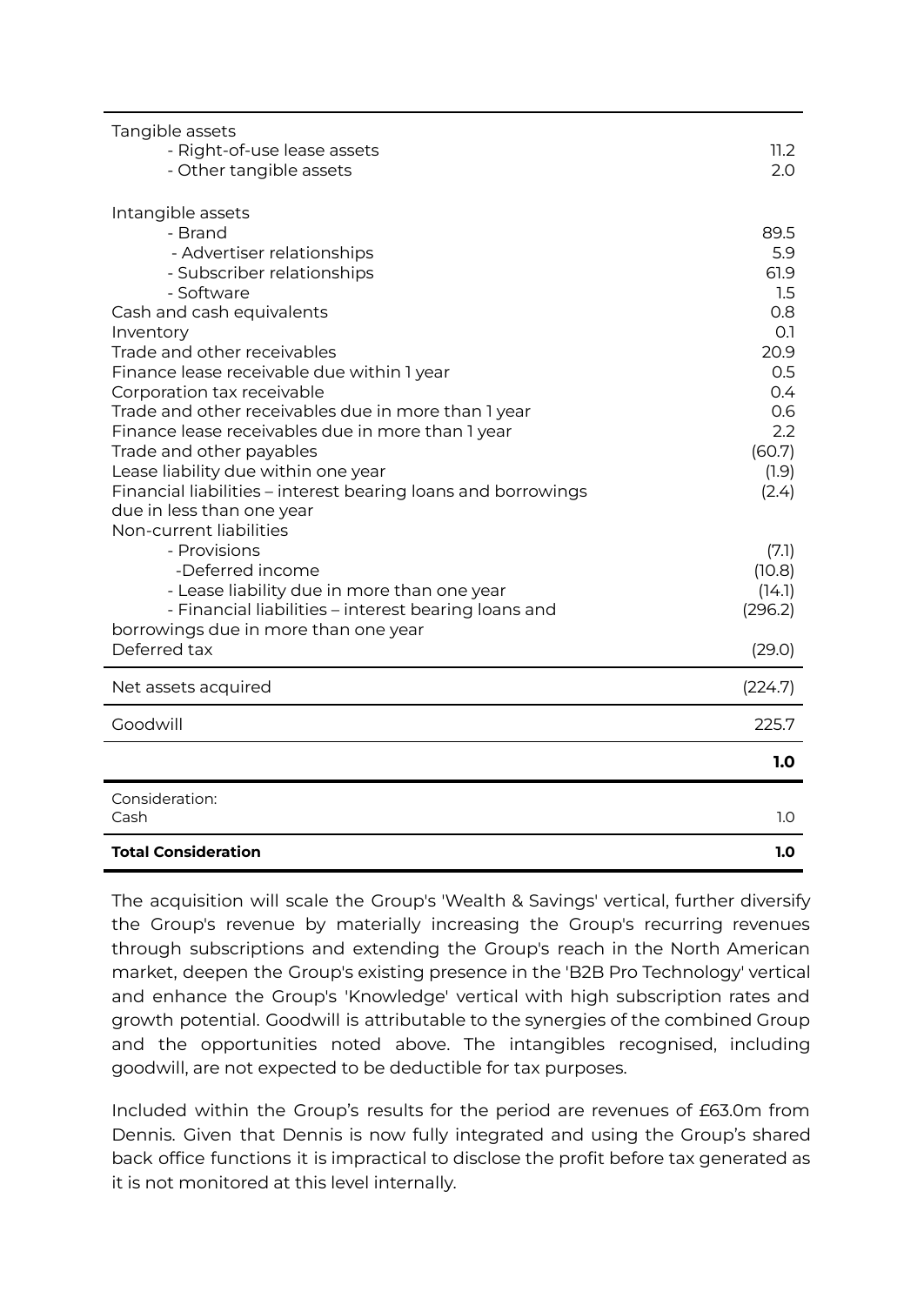| | |
|---|---|
| Tangible assets | |
| - Right-of-use lease assets | 11.2 |
| - Other tangible assets | 2.0 |
| | |
| Intangible assets | |
| - Brand | 89.5 |
| - Advertiser relationships | 5.9 |
| - Subscriber relationships | 61.9 |
| - Software | 1.5 |
| Cash and cash equivalents | 0.8 |
| Inventory | 0.1 |
| Trade and other receivables | 20.9 |
| Finance lease receivable due within 1 year | 0.5 |
| Corporation tax receivable | 0.4 |
| Trade and other receivables due in more than 1 year | 0.6 |
| Finance lease receivables due in more than 1 year | 2.2 |
| Trade and other payables | (60.7) |
| Lease liability due within one year | (1.9) |
| Financial liabilities – interest bearing loans and borrowings due in less than one year | (2.4) |
| Non-current liabilities | |
| - Provisions | (7.1) |
| -Deferred income | (10.8) |
| - Lease liability due in more than one year | (14.1) |
| - Financial liabilities – interest bearing loans and borrowings due in more than one year | (296.2) |
| Deferred tax | (29.0) |
| Net assets acquired | (224.7) |
| Goodwill | 225.7 |
| | **1.0** |
| Consideration: | |
| Cash | 1.0 |
| **Total Consideration** | **1.0** |

The acquisition will scale the Group's 'Wealth & Savings' vertical, further diversify the Group's revenue by materially increasing the Group's recurring revenues through subscriptions and extending the Group's reach in the North American market, deepen the Group's existing presence in the 'B2B Pro Technology' vertical and enhance the Group's 'Knowledge' vertical with high subscription rates and growth potential. Goodwill is attributable to the synergies of the combined Group and the opportunities noted above. The intangibles recognised, including goodwill, are not expected to be deductible for tax purposes.

Included within the Group's results for the period are revenues of £63.0m from Dennis. Given that Dennis is now fully integrated and using the Group's shared back office functions it is impractical to disclose the profit before tax generated as it is not monitored at this level internally.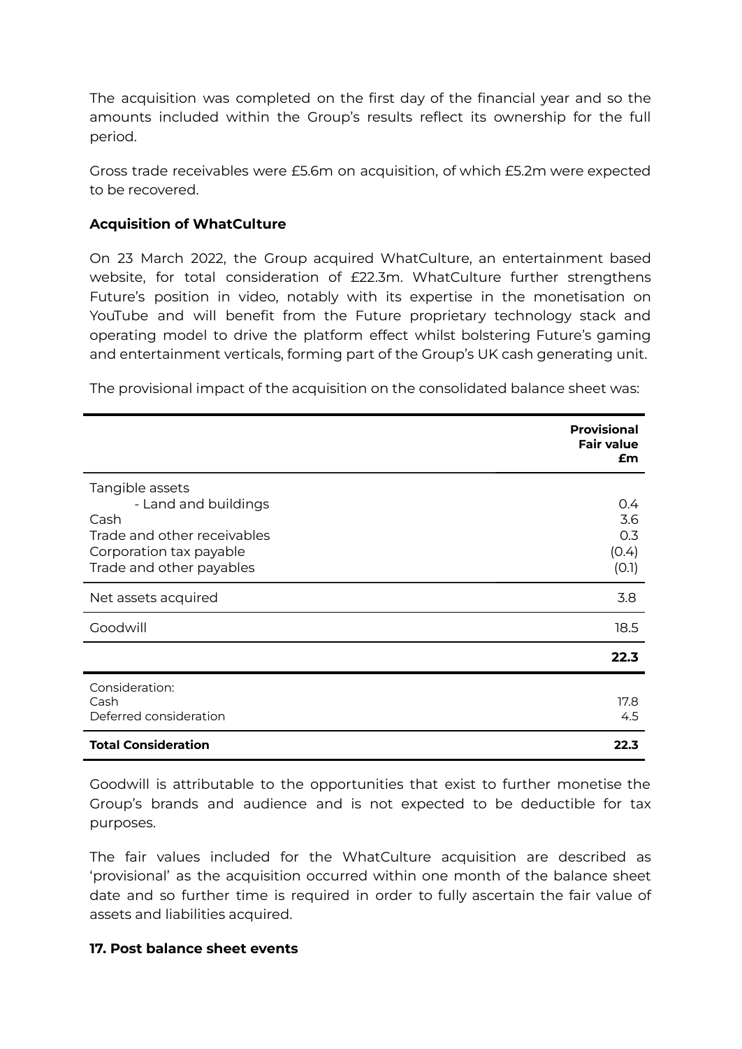The acquisition was completed on the first day of the financial year and so the amounts included within the Group's results reflect its ownership for the full period.

Gross trade receivables were £5.6m on acquisition, of which £5.2m were expected to be recovered.

**Acquisition of WhatCulture**

On 23 March 2022, the Group acquired WhatCulture, an entertainment based website, for total consideration of £22.3m. WhatCulture further strengthens Future's position in video, notably with its expertise in the monetisation on YouTube and will benefit from the Future proprietary technology stack and operating model to drive the platform effect whilst bolstering Future's gaming and entertainment verticals, forming part of the Group's UK cash generating unit.

The provisional impact of the acquisition on the consolidated balance sheet was:

| | **Provisional Fair value £m** |
|---|---|
| Tangible assets | |
| - Land and buildings | 0.4 |
| Cash | 3.6 |
| Trade and other receivables | 0.3 |
| Corporation tax payable | (0.4) |
| Trade and other payables | (0.1) |
| Net assets acquired | 3.8 |
| Goodwill | 18.5 |
| | **22.3** |
| Consideration: | |
| Cash | 17.8 |
| Deferred consideration | 4.5 |
| **Total Consideration** | **22.3** |

Goodwill is attributable to the opportunities that exist to further monetise the Group's brands and audience and is not expected to be deductible for tax purposes.

The fair values included for the WhatCulture acquisition are described as 'provisional' as the acquisition occurred within one month of the balance sheet date and so further time is required in order to fully ascertain the fair value of assets and liabilities acquired.

**17. Post balance sheet events**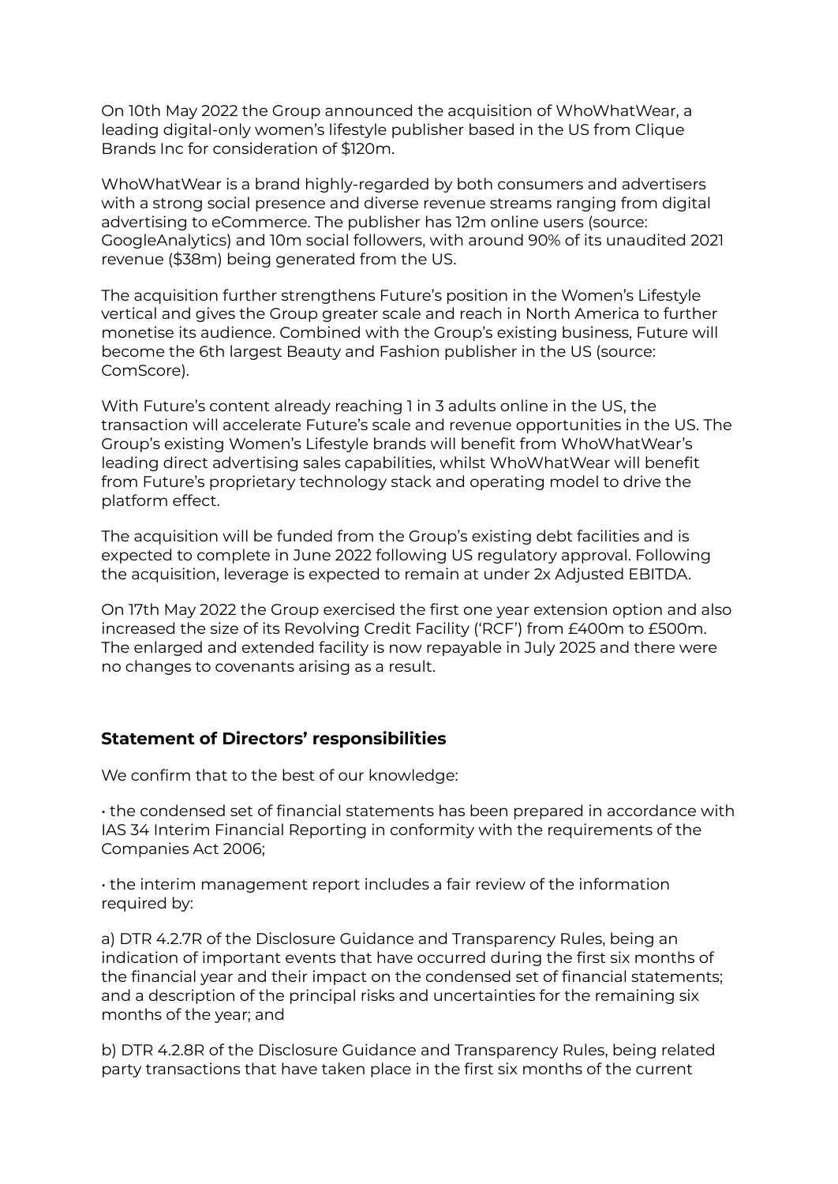On 10th May 2022 the Group announced the acquisition of WhoWhatWear, a leading digital-only women's lifestyle publisher based in the US from Clique Brands Inc for consideration of $120m.

WhoWhatWear is a brand highly-regarded by both consumers and advertisers with a strong social presence and diverse revenue streams ranging from digital advertising to eCommerce. The publisher has 12m online users (source: GoogleAnalytics) and 10m social followers, with around 90% of its unaudited 2021 revenue ($38m) being generated from the US.

The acquisition further strengthens Future's position in the Women's Lifestyle vertical and gives the Group greater scale and reach in North America to further monetise its audience. Combined with the Group's existing business, Future will become the 6th largest Beauty and Fashion publisher in the US (source: ComScore).

With Future's content already reaching 1 in 3 adults online in the US, the transaction will accelerate Future's scale and revenue opportunities in the US. The Group's existing Women's Lifestyle brands will benefit from WhoWhatWear's leading direct advertising sales capabilities, whilst WhoWhatWear will benefit from Future's proprietary technology stack and operating model to drive the platform effect.

The acquisition will be funded from the Group's existing debt facilities and is expected to complete in June 2022 following US regulatory approval. Following the acquisition, leverage is expected to remain at under 2x Adjusted EBITDA.

On 17th May 2022 the Group exercised the first one year extension option and also increased the size of its Revolving Credit Facility ('RCF') from £400m to £500m. The enlarged and extended facility is now repayable in July 2025 and there were no changes to covenants arising as a result.

## Statement of Directors' responsibilities

We confirm that to the best of our knowledge:

• the condensed set of financial statements has been prepared in accordance with IAS 34 Interim Financial Reporting in conformity with the requirements of the Companies Act 2006;

• the interim management report includes a fair review of the information required by:

a) DTR 4.2.7R of the Disclosure Guidance and Transparency Rules, being an indication of important events that have occurred during the first six months of the financial year and their impact on the condensed set of financial statements; and a description of the principal risks and uncertainties for the remaining six months of the year; and

b) DTR 4.2.8R of the Disclosure Guidance and Transparency Rules, being related party transactions that have taken place in the first six months of the current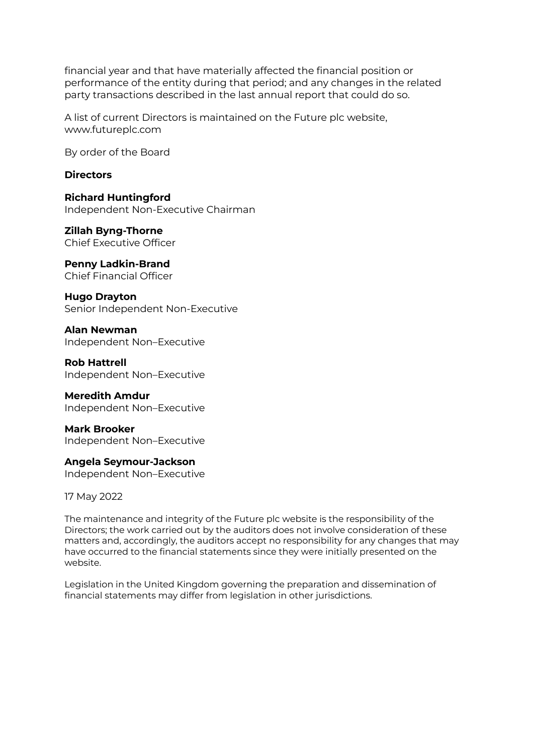financial year and that have materially affected the financial position or performance of the entity during that period; and any changes in the related party transactions described in the last annual report that could do so.

A list of current Directors is maintained on the Future plc website, www.futureplc.com

By order of the Board

**Directors**

**Richard Huntingford**
Independent Non-Executive Chairman

**Zillah Byng-Thorne**
Chief Executive Officer

**Penny Ladkin-Brand**
Chief Financial Officer

**Hugo Drayton**
Senior Independent Non-Executive

**Alan Newman**
Independent Non–Executive

**Rob Hattrell**
Independent Non–Executive

**Meredith Amdur**
Independent Non–Executive

**Mark Brooker**
Independent Non–Executive

**Angela Seymour-Jackson**
Independent Non–Executive

17 May 2022

The maintenance and integrity of the Future plc website is the responsibility of the Directors; the work carried out by the auditors does not involve consideration of these matters and, accordingly, the auditors accept no responsibility for any changes that may have occurred to the financial statements since they were initially presented on the website.

Legislation in the United Kingdom governing the preparation and dissemination of financial statements may differ from legislation in other jurisdictions.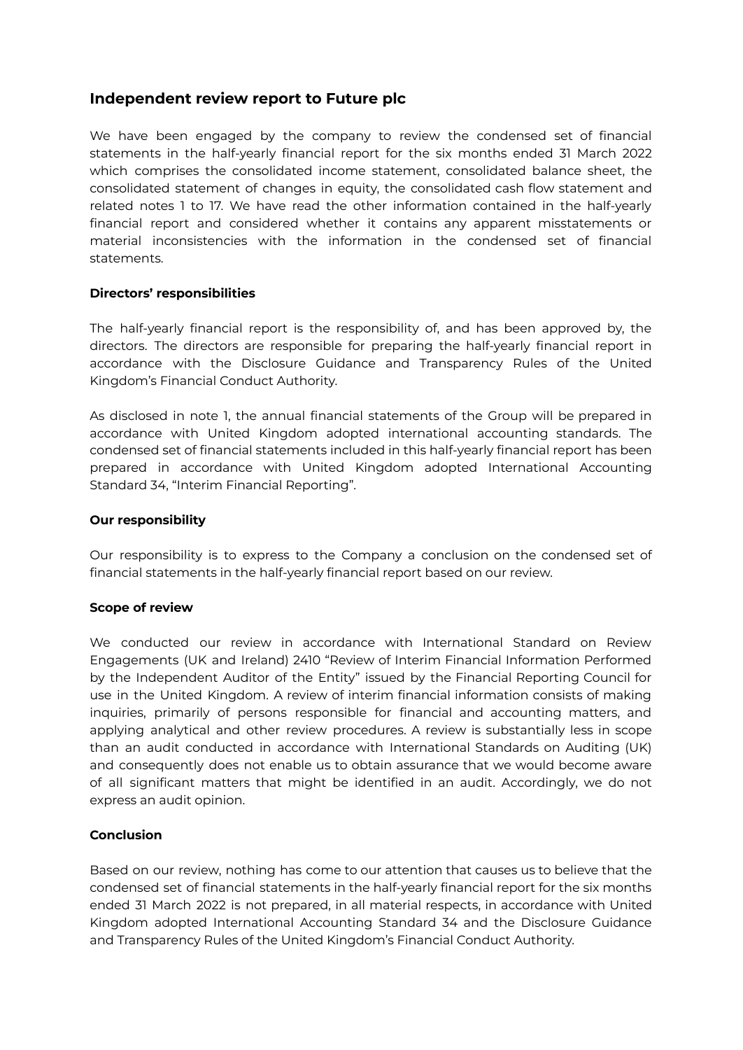## Independent review report to Future plc

We have been engaged by the company to review the condensed set of financial statements in the half-yearly financial report for the six months ended 31 March 2022 which comprises the consolidated income statement, consolidated balance sheet, the consolidated statement of changes in equity, the consolidated cash flow statement and related notes 1 to 17. We have read the other information contained in the half-yearly financial report and considered whether it contains any apparent misstatements or material inconsistencies with the information in the condensed set of financial statements.

### Directors' responsibilities

The half-yearly financial report is the responsibility of, and has been approved by, the directors. The directors are responsible for preparing the half-yearly financial report in accordance with the Disclosure Guidance and Transparency Rules of the United Kingdom's Financial Conduct Authority.

As disclosed in note 1, the annual financial statements of the Group will be prepared in accordance with United Kingdom adopted international accounting standards. The condensed set of financial statements included in this half-yearly financial report has been prepared in accordance with United Kingdom adopted International Accounting Standard 34, "Interim Financial Reporting".

### Our responsibility

Our responsibility is to express to the Company a conclusion on the condensed set of financial statements in the half-yearly financial report based on our review.

### Scope of review

We conducted our review in accordance with International Standard on Review Engagements (UK and Ireland) 2410 "Review of Interim Financial Information Performed by the Independent Auditor of the Entity" issued by the Financial Reporting Council for use in the United Kingdom. A review of interim financial information consists of making inquiries, primarily of persons responsible for financial and accounting matters, and applying analytical and other review procedures. A review is substantially less in scope than an audit conducted in accordance with International Standards on Auditing (UK) and consequently does not enable us to obtain assurance that we would become aware of all significant matters that might be identified in an audit. Accordingly, we do not express an audit opinion.

### Conclusion

Based on our review, nothing has come to our attention that causes us to believe that the condensed set of financial statements in the half-yearly financial report for the six months ended 31 March 2022 is not prepared, in all material respects, in accordance with United Kingdom adopted International Accounting Standard 34 and the Disclosure Guidance and Transparency Rules of the United Kingdom's Financial Conduct Authority.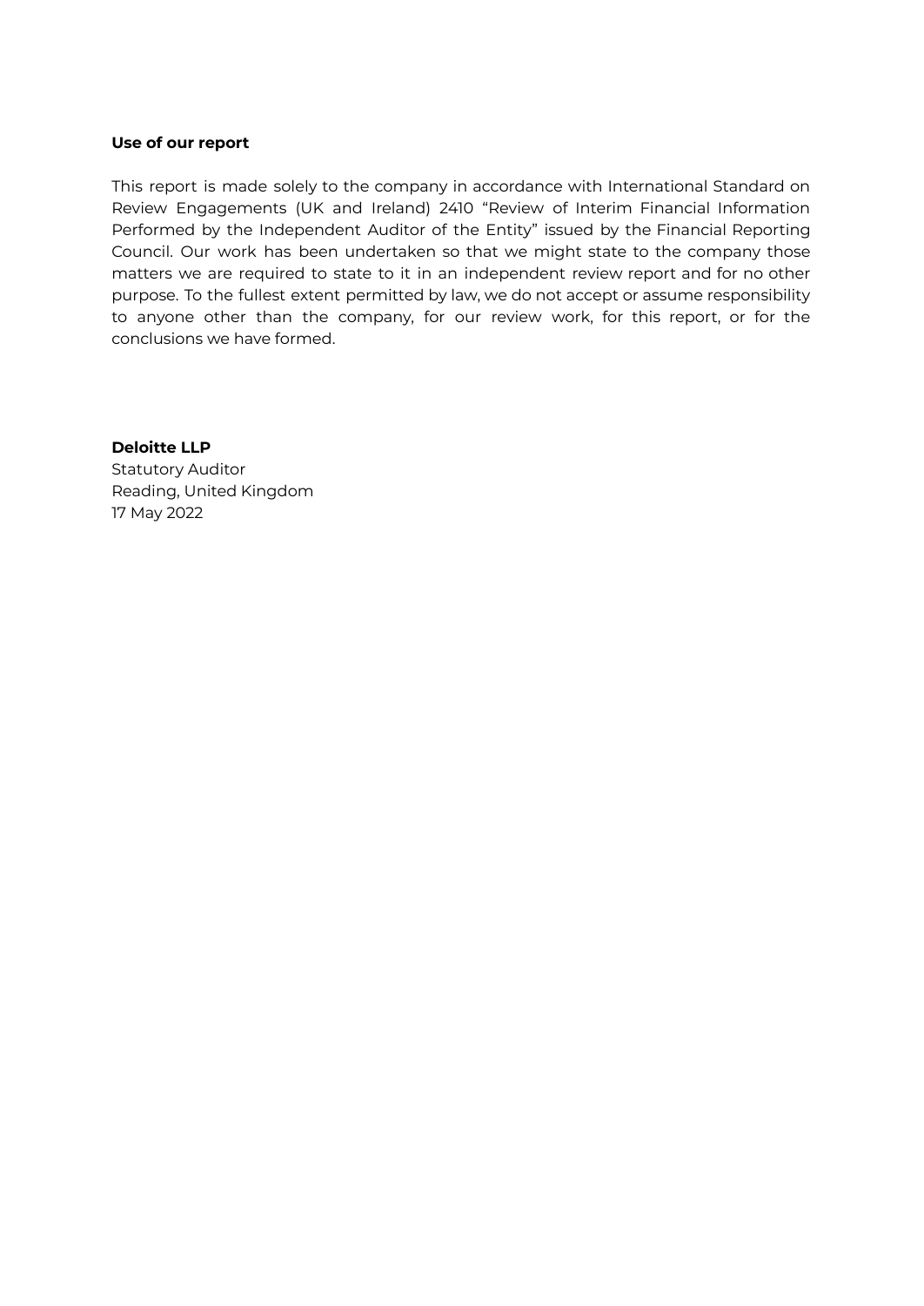**Use of our report**

This report is made solely to the company in accordance with International Standard on Review Engagements (UK and Ireland) 2410 “Review of Interim Financial Information Performed by the Independent Auditor of the Entity” issued by the Financial Reporting Council. Our work has been undertaken so that we might state to the company those matters we are required to state to it in an independent review report and for no other purpose. To the fullest extent permitted by law, we do not accept or assume responsibility to anyone other than the company, for our review work, for this report, or for the conclusions we have formed.

**Deloitte LLP**
Statutory Auditor
Reading, United Kingdom
17 May 2022